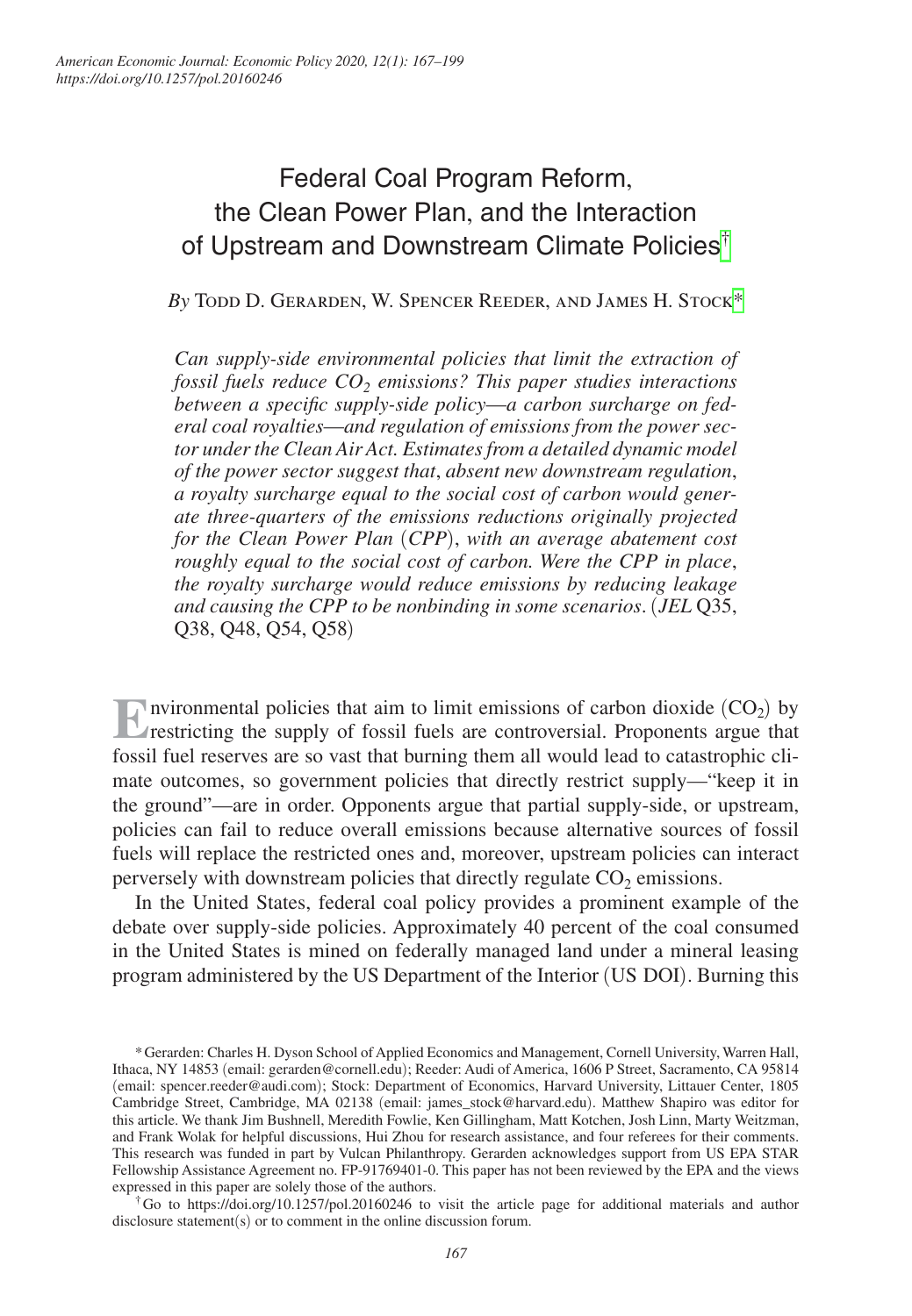# Federal Coal Program Reform, the Clean Power Plan, and the Interaction of Upstream and Downstream Climate Policies[†]

*By* Todd D. Gerarden, W. Spencer Reeder, and James H. Stock[*]

*Can supply-side environmental policies that limit the extraction of fossil fuels reduce $CO_2$ emissions? This paper studies interactions between a specific supply-side policy—a carbon surcharge on federal coal royalties—and regulation of emissions from the power sector under the Clean Air Act. Estimates from a detailed dynamic model of the power sector suggest that, absent new downstream regulation, a royalty surcharge equal to the social cost of carbon would generate three-quarters of the emissions reductions originally projected for the Clean Power Plan (CPP), with an average abatement cost roughly equal to the social cost of carbon. Were the CPP in place, the royalty surcharge would reduce emissions by reducing leakage and causing the CPP to be nonbinding in some scenarios.* (*JEL* Q35, Q38, Q48, Q54, Q58)

Environmental policies that aim to limit emissions of carbon dioxide ($CO_2$) by restricting the supply of fossil fuels are controversial. Proponents argue that fossil fuel reserves are so vast that burning them all would lead to catastrophic climate outcomes, so government policies that directly restrict supply—"keep it in the ground"—are in order. Opponents argue that partial supply-side, or upstream, policies can fail to reduce overall emissions because alternative sources of fossil fuels will replace the restricted ones and, moreover, upstream policies can interact perversely with downstream policies that directly regulate $CO_2$ emissions.

In the United States, federal coal policy provides a prominent example of the debate over supply-side policies. Approximately 40 percent of the coal consumed in the United States is mined on federally managed land under a mineral leasing program administered by the US Department of the Interior (US DOI). Burning this

---

[*] Gerarden: Charles H. Dyson School of Applied Economics and Management, Cornell University, Warren Hall, Ithaca, NY 14853 (email: gerarden@cornell.edu); Reeder: Audi of America, 1606 P Street, Sacramento, CA 95814 (email: spencer.reeder@audi.com); Stock: Department of Economics, Harvard University, Littauer Center, 1805 Cambridge Street, Cambridge, MA 02138 (email: james_stock@harvard.edu). Matthew Shapiro was editor for this article. We thank Jim Bushnell, Meredith Fowlie, Ken Gillingham, Matt Kotchen, Josh Linn, Marty Weitzman, and Frank Wolak for helpful discussions, Hui Zhou for research assistance, and four referees for their comments. This research was funded in part by Vulcan Philanthropy. Gerarden acknowledges support from US EPA STAR Fellowship Assistance Agreement no. FP-91769401-0. This paper has not been reviewed by the EPA and the views expressed in this paper are solely those of the authors.

[†] Go to https://doi.org/10.1257/pol.20160246 to visit the article page for additional materials and author disclosure statement(s) or to comment in the online discussion forum.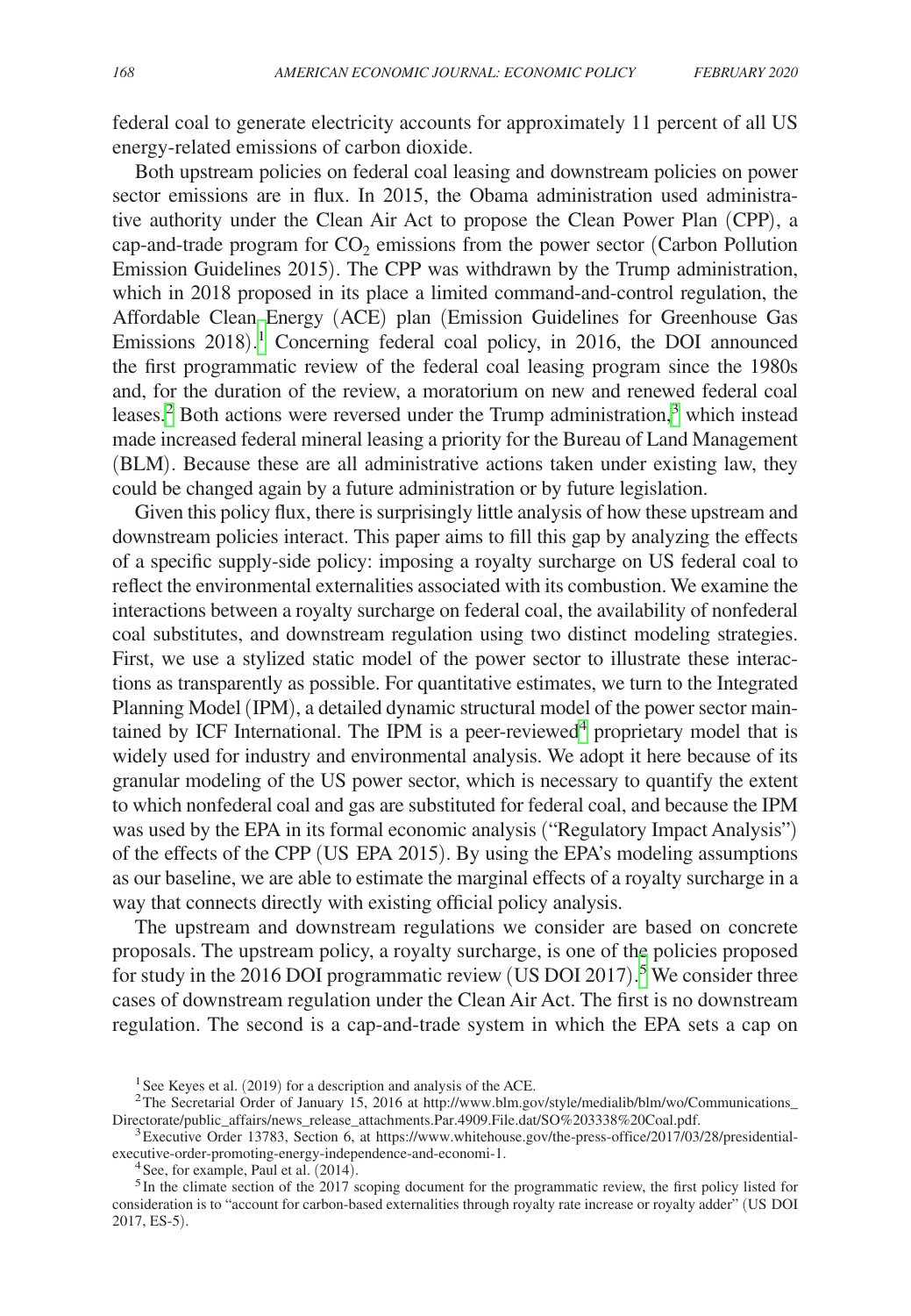federal coal to generate electricity accounts for approximately 11 percent of all US energy-related emissions of carbon dioxide.

Both upstream policies on federal coal leasing and downstream policies on power sector emissions are in flux. In 2015, the Obama administration used administrative authority under the Clean Air Act to propose the Clean Power Plan (CPP), a cap-and-trade program for $CO_2$ emissions from the power sector (Carbon Pollution Emission Guidelines 2015). The CPP was withdrawn by the Trump administration, which in 2018 proposed in its place a limited command-and-control regulation, the Affordable Clean Energy (ACE) plan (Emission Guidelines for Greenhouse Gas Emissions 2018).[1] Concerning federal coal policy, in 2016, the DOI announced the first programmatic review of the federal coal leasing program since the 1980s and, for the duration of the review, a moratorium on new and renewed federal coal leases.[2] Both actions were reversed under the Trump administration,[3] which instead made increased federal mineral leasing a priority for the Bureau of Land Management (BLM). Because these are all administrative actions taken under existing law, they could be changed again by a future administration or by future legislation.

Given this policy flux, there is surprisingly little analysis of how these upstream and downstream policies interact. This paper aims to fill this gap by analyzing the effects of a specific supply-side policy: imposing a royalty surcharge on US federal coal to reflect the environmental externalities associated with its combustion. We examine the interactions between a royalty surcharge on federal coal, the availability of nonfederal coal substitutes, and downstream regulation using two distinct modeling strategies. First, we use a stylized static model of the power sector to illustrate these interactions as transparently as possible. For quantitative estimates, we turn to the Integrated Planning Model (IPM), a detailed dynamic structural model of the power sector maintained by ICF International. The IPM is a peer-reviewed[4] proprietary model that is widely used for industry and environmental analysis. We adopt it here because of its granular modeling of the US power sector, which is necessary to quantify the extent to which nonfederal coal and gas are substituted for federal coal, and because the IPM was used by the EPA in its formal economic analysis ("Regulatory Impact Analysis") of the effects of the CPP (US EPA 2015). By using the EPA's modeling assumptions as our baseline, we are able to estimate the marginal effects of a royalty surcharge in a way that connects directly with existing official policy analysis.

The upstream and downstream regulations we consider are based on concrete proposals. The upstream policy, a royalty surcharge, is one of the policies proposed for study in the 2016 DOI programmatic review (US DOI 2017).[5] We consider three cases of downstream regulation under the Clean Air Act. The first is no downstream regulation. The second is a cap-and-trade system in which the EPA sets a cap on

[1] See Keyes et al. (2019) for a description and analysis of the ACE.

[2] The Secretarial Order of January 15, 2016 at http://www.blm.gov/style/medialib/blm/wo/Communications_Directorate/public_affairs/news_release_attachments.Par.4909.File.dat/SO%203338%20Coal.pdf.

[3] Executive Order 13783, Section 6, at https://www.whitehouse.gov/the-press-office/2017/03/28/presidential-executive-order-promoting-energy-independence-and-economi-1.

[4] See, for example, Paul et al. (2014).

[5] In the climate section of the 2017 scoping document for the programmatic review, the first policy listed for consideration is to "account for carbon-based externalities through royalty rate increase or royalty adder" (US DOI 2017, ES-5).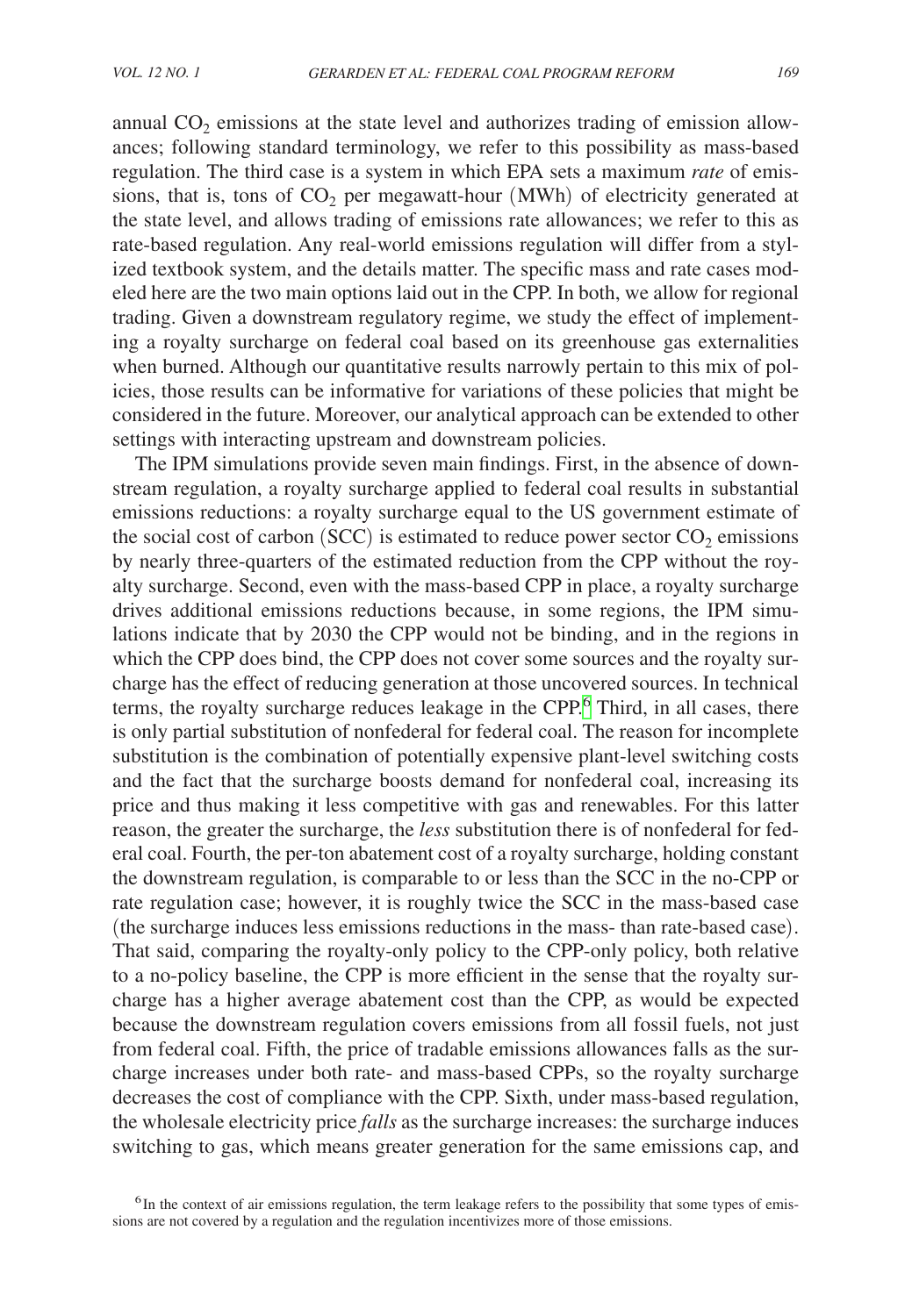annual $CO_2$ emissions at the state level and authorizes trading of emission allowances; following standard terminology, we refer to this possibility as mass-based regulation. The third case is a system in which EPA sets a maximum *rate* of emissions, that is, tons of $CO_2$ per megawatt-hour (MWh) of electricity generated at the state level, and allows trading of emissions rate allowances; we refer to this as rate-based regulation. Any real-world emissions regulation will differ from a stylized textbook system, and the details matter. The specific mass and rate cases modeled here are the two main options laid out in the CPP. In both, we allow for regional trading. Given a downstream regulatory regime, we study the effect of implementing a royalty surcharge on federal coal based on its greenhouse gas externalities when burned. Although our quantitative results narrowly pertain to this mix of policies, those results can be informative for variations of these policies that might be considered in the future. Moreover, our analytical approach can be extended to other settings with interacting upstream and downstream policies.

The IPM simulations provide seven main findings. First, in the absence of downstream regulation, a royalty surcharge applied to federal coal results in substantial emissions reductions: a royalty surcharge equal to the US government estimate of the social cost of carbon (SCC) is estimated to reduce power sector $CO_2$ emissions by nearly three-quarters of the estimated reduction from the CPP without the royalty surcharge. Second, even with the mass-based CPP in place, a royalty surcharge drives additional emissions reductions because, in some regions, the IPM simulations indicate that by 2030 the CPP would not be binding, and in the regions in which the CPP does bind, the CPP does not cover some sources and the royalty surcharge has the effect of reducing generation at those uncovered sources. In technical terms, the royalty surcharge reduces leakage in the CPP.[6] Third, in all cases, there is only partial substitution of nonfederal for federal coal. The reason for incomplete substitution is the combination of potentially expensive plant-level switching costs and the fact that the surcharge boosts demand for nonfederal coal, increasing its price and thus making it less competitive with gas and renewables. For this latter reason, the greater the surcharge, the *less* substitution there is of nonfederal for federal coal. Fourth, the per-ton abatement cost of a royalty surcharge, holding constant the downstream regulation, is comparable to or less than the SCC in the no-CPP or rate regulation case; however, it is roughly twice the SCC in the mass-based case (the surcharge induces less emissions reductions in the mass- than rate-based case). That said, comparing the royalty-only policy to the CPP-only policy, both relative to a no-policy baseline, the CPP is more efficient in the sense that the royalty surcharge has a higher average abatement cost than the CPP, as would be expected because the downstream regulation covers emissions from all fossil fuels, not just from federal coal. Fifth, the price of tradable emissions allowances falls as the surcharge increases under both rate- and mass-based CPPs, so the royalty surcharge decreases the cost of compliance with the CPP. Sixth, under mass-based regulation, the wholesale electricity price *falls* as the surcharge increases: the surcharge induces switching to gas, which means greater generation for the same emissions cap, and

[6] In the context of air emissions regulation, the term leakage refers to the possibility that some types of emissions are not covered by a regulation and the regulation incentivizes more of those emissions.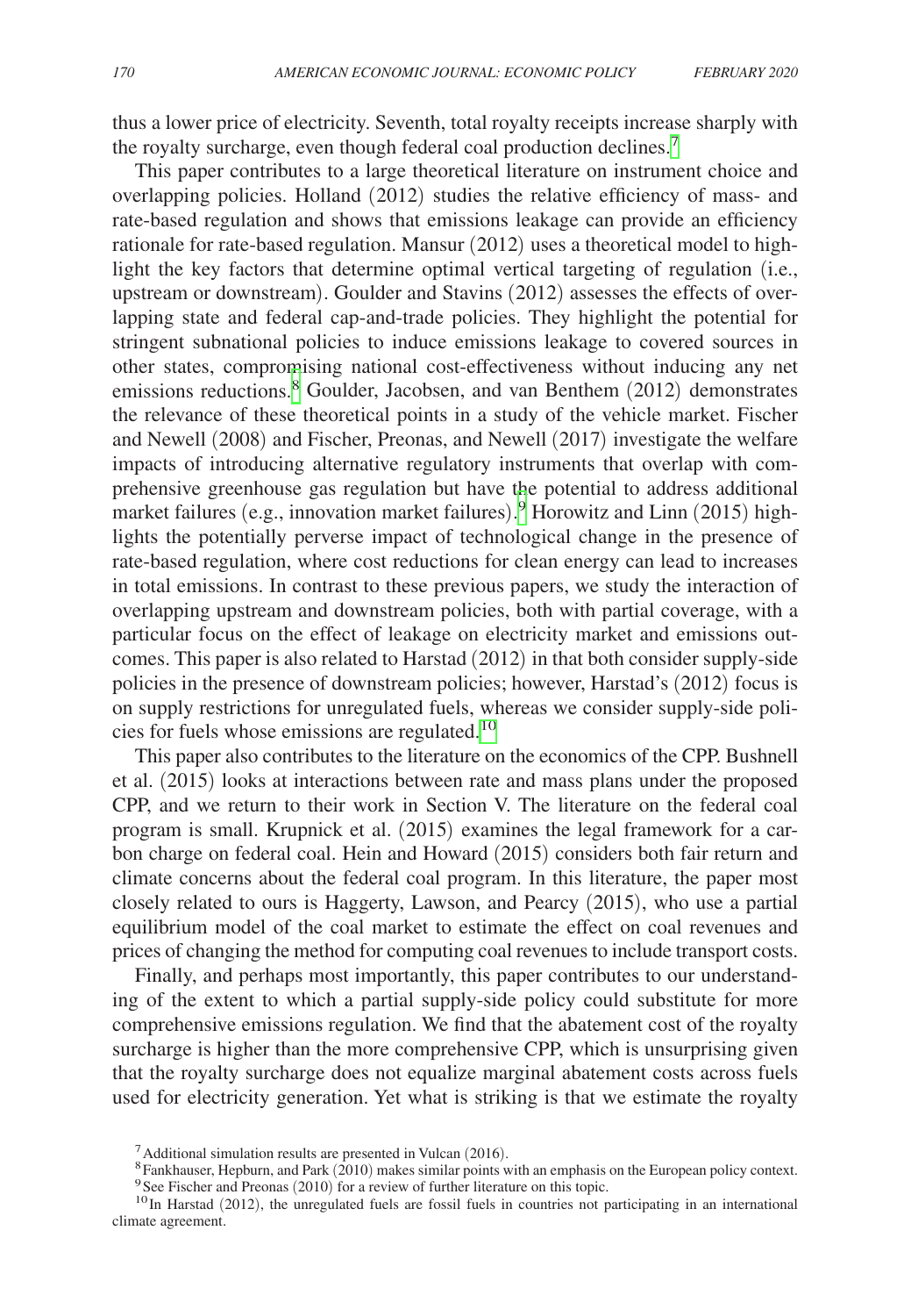thus a lower price of electricity. Seventh, total royalty receipts increase sharply with the royalty surcharge, even though federal coal production declines.[7]

This paper contributes to a large theoretical literature on instrument choice and overlapping policies. Holland (2012) studies the relative efficiency of mass- and rate-based regulation and shows that emissions leakage can provide an efficiency rationale for rate-based regulation. Mansur (2012) uses a theoretical model to highlight the key factors that determine optimal vertical targeting of regulation (i.e., upstream or downstream). Goulder and Stavins (2012) assesses the effects of overlapping state and federal cap-and-trade policies. They highlight the potential for stringent subnational policies to induce emissions leakage to covered sources in other states, compromising national cost-effectiveness without inducing any net emissions reductions.[8] Goulder, Jacobsen, and van Benthem (2012) demonstrates the relevance of these theoretical points in a study of the vehicle market. Fischer and Newell (2008) and Fischer, Preonas, and Newell (2017) investigate the welfare impacts of introducing alternative regulatory instruments that overlap with comprehensive greenhouse gas regulation but have the potential to address additional market failures (e.g., innovation market failures).[9] Horowitz and Linn (2015) highlights the potentially perverse impact of technological change in the presence of rate-based regulation, where cost reductions for clean energy can lead to increases in total emissions. In contrast to these previous papers, we study the interaction of overlapping upstream and downstream policies, both with partial coverage, with a particular focus on the effect of leakage on electricity market and emissions outcomes. This paper is also related to Harstad (2012) in that both consider supply-side policies in the presence of downstream policies; however, Harstad's (2012) focus is on supply restrictions for unregulated fuels, whereas we consider supply-side policies for fuels whose emissions are regulated.[10]

This paper also contributes to the literature on the economics of the CPP. Bushnell et al. (2015) looks at interactions between rate and mass plans under the proposed CPP, and we return to their work in Section V. The literature on the federal coal program is small. Krupnick et al. (2015) examines the legal framework for a carbon charge on federal coal. Hein and Howard (2015) considers both fair return and climate concerns about the federal coal program. In this literature, the paper most closely related to ours is Haggerty, Lawson, and Pearcy (2015), who use a partial equilibrium model of the coal market to estimate the effect on coal revenues and prices of changing the method for computing coal revenues to include transport costs.

Finally, and perhaps most importantly, this paper contributes to our understanding of the extent to which a partial supply-side policy could substitute for more comprehensive emissions regulation. We find that the abatement cost of the royalty surcharge is higher than the more comprehensive CPP, which is unsurprising given that the royalty surcharge does not equalize marginal abatement costs across fuels used for electricity generation. Yet what is striking is that we estimate the royalty

[7] Additional simulation results are presented in Vulcan (2016).

[8] Fankhauser, Hepburn, and Park (2010) makes similar points with an emphasis on the European policy context.

[9] See Fischer and Preonas (2010) for a review of further literature on this topic.

[10] In Harstad (2012), the unregulated fuels are fossil fuels in countries not participating in an international climate agreement.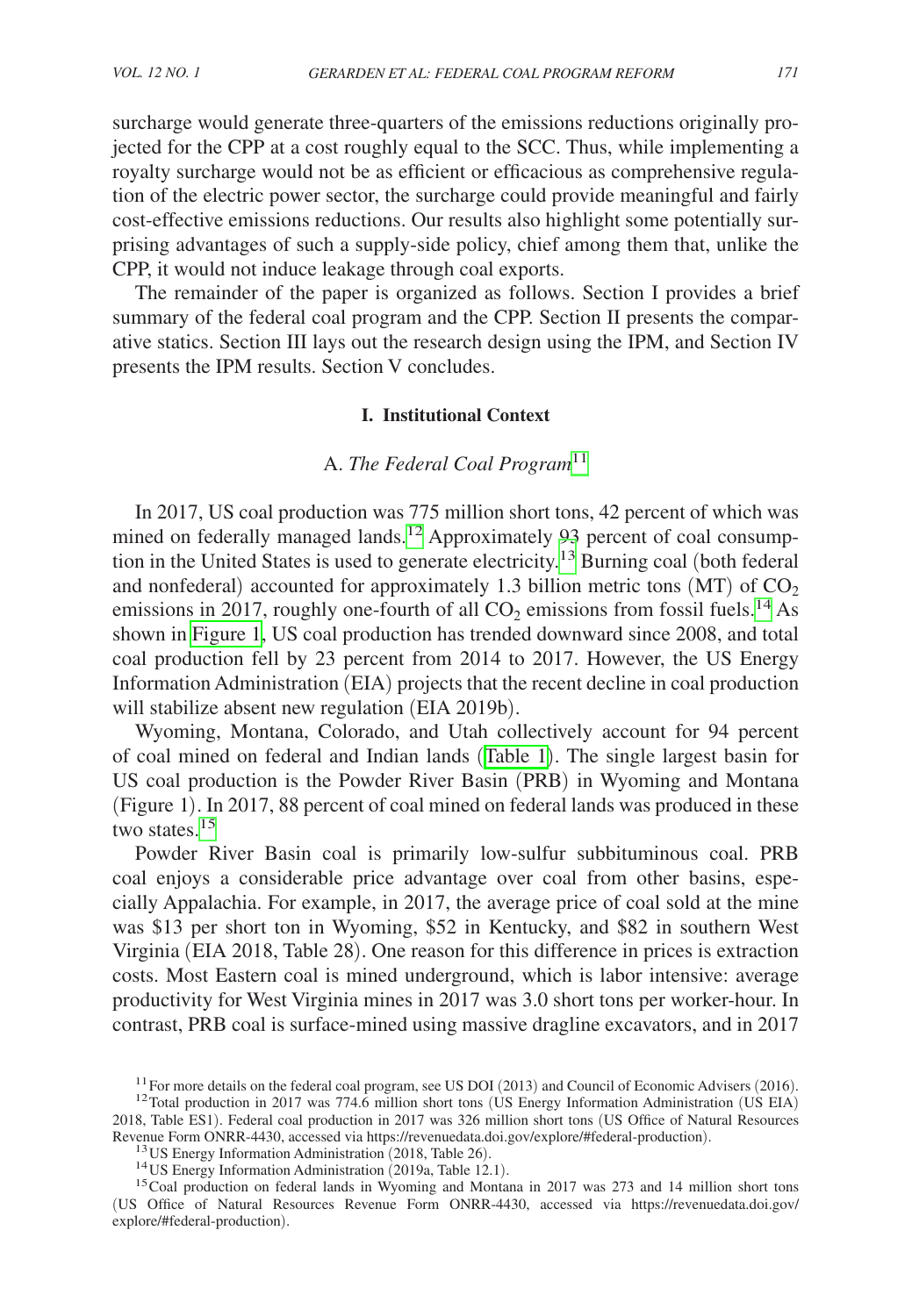surcharge would generate three-quarters of the emissions reductions originally projected for the CPP at a cost roughly equal to the SCC. Thus, while implementing a royalty surcharge would not be as efficient or efficacious as comprehensive regulation of the electric power sector, the surcharge could provide meaningful and fairly cost-effective emissions reductions. Our results also highlight some potentially surprising advantages of such a supply-side policy, chief among them that, unlike the CPP, it would not induce leakage through coal exports.

The remainder of the paper is organized as follows. Section I provides a brief summary of the federal coal program and the CPP. Section II presents the comparative statics. Section III lays out the research design using the IPM, and Section IV presents the IPM results. Section V concludes.

## I. Institutional Context

### A. *The Federal Coal Program*[11]

In 2017, US coal production was 775 million short tons, 42 percent of which was mined on federally managed lands.[12] Approximately 93 percent of coal consumption in the United States is used to generate electricity.[13] Burning coal (both federal and nonfederal) accounted for approximately 1.3 billion metric tons (MT) of $CO_2$ emissions in 2017, roughly one-fourth of all $CO_2$ emissions from fossil fuels.[14] As shown in Figure 1, US coal production has trended downward since 2008, and total coal production fell by 23 percent from 2014 to 2017. However, the US Energy Information Administration (EIA) projects that the recent decline in coal production will stabilize absent new regulation (EIA 2019b).

Wyoming, Montana, Colorado, and Utah collectively account for 94 percent of coal mined on federal and Indian lands (Table 1). The single largest basin for US coal production is the Powder River Basin (PRB) in Wyoming and Montana (Figure 1). In 2017, 88 percent of coal mined on federal lands was produced in these two states.[15]

Powder River Basin coal is primarily low-sulfur subbituminous coal. PRB coal enjoys a considerable price advantage over coal from other basins, especially Appalachia. For example, in 2017, the average price of coal sold at the mine was \$13 per short ton in Wyoming, \$52 in Kentucky, and \$82 in southern West Virginia (EIA 2018, Table 28). One reason for this difference in prices is extraction costs. Most Eastern coal is mined underground, which is labor intensive: average productivity for West Virginia mines in 2017 was 3.0 short tons per worker-hour. In contrast, PRB coal is surface-mined using massive dragline excavators, and in 2017

[11] For more details on the federal coal program, see US DOI (2013) and Council of Economic Advisers (2016).

[12] Total production in 2017 was 774.6 million short tons (US Energy Information Administration (US EIA) 2018, Table ES1). Federal coal production in 2017 was 326 million short tons (US Office of Natural Resources Revenue Form ONRR-4430, accessed via https://revenuedata.doi.gov/explore/#federal-production).

[13] US Energy Information Administration (2018, Table 26).

[14] US Energy Information Administration (2019a, Table 12.1).

[15] Coal production on federal lands in Wyoming and Montana in 2017 was 273 and 14 million short tons (US Office of Natural Resources Revenue Form ONRR-4430, accessed via https://revenuedata.doi.gov/explore/#federal-production).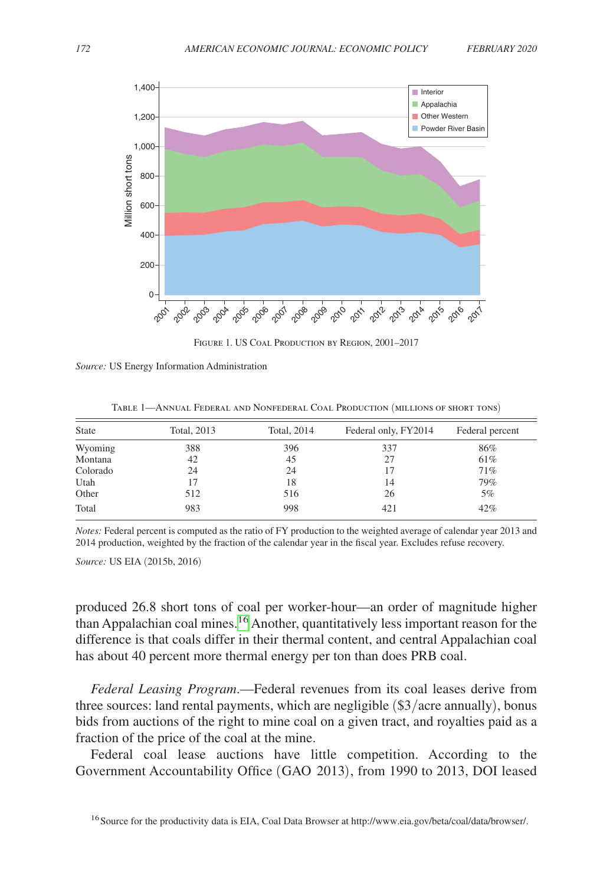Figure 1. US Coal Production by Region, 2001–2017

*Source:* US Energy Information Administration

Table 1—Annual Federal and Nonfederal Coal Production (millions of short tons)

| State | Total, 2013 | Total, 2014 | Federal only, FY2014 | Federal percent |
|---|---|---|---|---|
| Wyoming | 388 | 396 | 337 | 86% |
| Montana | 42 | 45 | 27 | 61% |
| Colorado | 24 | 24 | 17 | 71% |
| Utah | 17 | 18 | 14 | 79% |
| Other | 512 | 516 | 26 | 5% |
| Total | 983 | 998 | 421 | 42% |

*Notes:* Federal percent is computed as the ratio of FY production to the weighted average of calendar year 2013 and 2014 production, weighted by the fraction of the calendar year in the fiscal year. Excludes refuse recovery.

*Source:* US EIA (2015b, 2016)

produced 26.8 short tons of coal per worker-hour—an order of magnitude higher than Appalachian coal mines.[16] Another, quantitatively less important reason for the difference is that coals differ in their thermal content, and central Appalachian coal has about 40 percent more thermal energy per ton than does PRB coal.

*Federal Leasing Program.*—Federal revenues from its coal leases derive from three sources: land rental payments, which are negligible ($3/acre annually), bonus bids from auctions of the right to mine coal on a given tract, and royalties paid as a fraction of the price of the coal at the mine.

Federal coal lease auctions have little competition. According to the Government Accountability Office (GAO 2013), from 1990 to 2013, DOI leased

[16] Source for the productivity data is EIA, Coal Data Browser at http://www.eia.gov/beta/coal/data/browser/.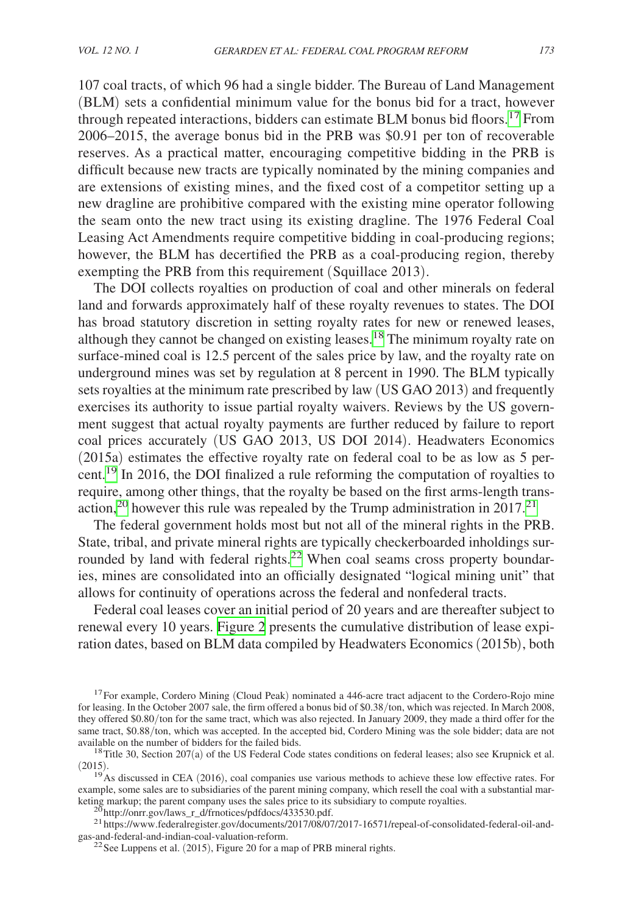107 coal tracts, of which 96 had a single bidder. The Bureau of Land Management (BLM) sets a confidential minimum value for the bonus bid for a tract, however through repeated interactions, bidders can estimate BLM bonus bid floors.[17] From 2006–2015, the average bonus bid in the PRB was \$0.91 per ton of recoverable reserves. As a practical matter, encouraging competitive bidding in the PRB is difficult because new tracts are typically nominated by the mining companies and are extensions of existing mines, and the fixed cost of a competitor setting up a new dragline are prohibitive compared with the existing mine operator following the seam onto the new tract using its existing dragline. The 1976 Federal Coal Leasing Act Amendments require competitive bidding in coal-producing regions; however, the BLM has decertified the PRB as a coal-producing region, thereby exempting the PRB from this requirement (Squillace 2013).

The DOI collects royalties on production of coal and other minerals on federal land and forwards approximately half of these royalty revenues to states. The DOI has broad statutory discretion in setting royalty rates for new or renewed leases, although they cannot be changed on existing leases.[18] The minimum royalty rate on surface-mined coal is 12.5 percent of the sales price by law, and the royalty rate on underground mines was set by regulation at 8 percent in 1990. The BLM typically sets royalties at the minimum rate prescribed by law (US GAO 2013) and frequently exercises its authority to issue partial royalty waivers. Reviews by the US government suggest that actual royalty payments are further reduced by failure to report coal prices accurately (US GAO 2013, US DOI 2014). Headwaters Economics (2015a) estimates the effective royalty rate on federal coal to be as low as 5 percent.[19] In 2016, the DOI finalized a rule reforming the computation of royalties to require, among other things, that the royalty be based on the first arms-length transaction,[20] however this rule was repealed by the Trump administration in 2017.[21]

The federal government holds most but not all of the mineral rights in the PRB. State, tribal, and private mineral rights are typically checkerboarded inholdings surrounded by land with federal rights.[22] When coal seams cross property boundaries, mines are consolidated into an officially designated "logical mining unit" that allows for continuity of operations across the federal and nonfederal tracts.

Federal coal leases cover an initial period of 20 years and are thereafter subject to renewal every 10 years. Figure 2 presents the cumulative distribution of lease expiration dates, based on BLM data compiled by Headwaters Economics (2015b), both

---

[17] For example, Cordero Mining (Cloud Peak) nominated a 446-acre tract adjacent to the Cordero-Rojo mine for leasing. In the October 2007 sale, the firm offered a bonus bid of \$0.38/ton, which was rejected. In March 2008, they offered \$0.80/ton for the same tract, which was also rejected. In January 2009, they made a third offer for the same tract, \$0.88/ton, which was accepted. In the accepted bid, Cordero Mining was the sole bidder; data are not available on the number of bidders for the failed bids.

[18] Title 30, Section 207(a) of the US Federal Code states conditions on federal leases; also see Krupnick et al. (2015).

[19] As discussed in CEA (2016), coal companies use various methods to achieve these low effective rates. For example, some sales are to subsidiaries of the parent mining company, which resell the coal with a substantial marketing markup; the parent company uses the sales price to its subsidiary to compute royalties.

[20] http://onrr.gov/laws_r_d/frnotices/pdfdocs/433530.pdf.

[21] https://www.federalregister.gov/documents/2017/08/07/2017-16571/repeal-of-consolidated-federal-oil-and-gas-and-federal-and-indian-coal-valuation-reform.

[22] See Luppens et al. (2015), Figure 20 for a map of PRB mineral rights.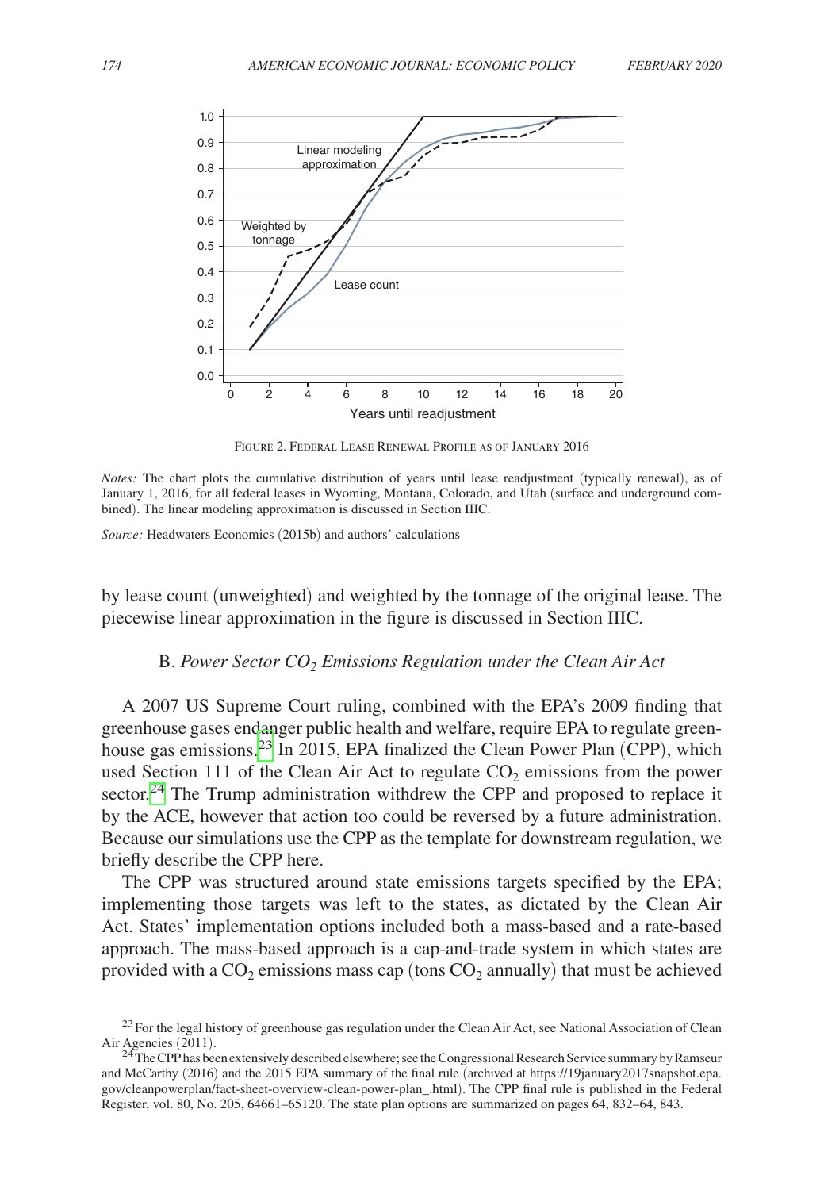Figure 2. Federal Lease Renewal Profile as of January 2016

*Notes:* The chart plots the cumulative distribution of years until lease readjustment (typically renewal), as of January 1, 2016, for all federal leases in Wyoming, Montana, Colorado, and Utah (surface and underground combined). The linear modeling approximation is discussed in Section IIIC.

*Source:* Headwaters Economics (2015b) and authors' calculations

by lease count (unweighted) and weighted by the tonnage of the original lease. The piecewise linear approximation in the figure is discussed in Section IIIC.

### B. *Power Sector $CO_2$ Emissions Regulation under the Clean Air Act*

A 2007 US Supreme Court ruling, combined with the EPA's 2009 finding that greenhouse gases endanger public health and welfare, require EPA to regulate greenhouse gas emissions.[23] In 2015, EPA finalized the Clean Power Plan (CPP), which used Section 111 of the Clean Air Act to regulate $CO_2$ emissions from the power sector.[24] The Trump administration withdrew the CPP and proposed to replace it by the ACE, however that action too could be reversed by a future administration. Because our simulations use the CPP as the template for downstream regulation, we briefly describe the CPP here.

The CPP was structured around state emissions targets specified by the EPA; implementing those targets was left to the states, as dictated by the Clean Air Act. States' implementation options included both a mass-based and a rate-based approach. The mass-based approach is a cap-and-trade system in which states are provided with a $CO_2$ emissions mass cap (tons $CO_2$ annually) that must be achieved

[23] For the legal history of greenhouse gas regulation under the Clean Air Act, see National Association of Clean Air Agencies (2011).

[24] The CPP has been extensively described elsewhere; see the Congressional Research Service summary by Ramseur and McCarthy (2016) and the 2015 EPA summary of the final rule (archived at https://19january2017snapshot.epa.gov/cleanpowerplan/fact-sheet-overview-clean-power-plan_.html). The CPP final rule is published in the Federal Register, vol. 80, No. 205, 64661–65120. The state plan options are summarized on pages 64, 832–64, 843.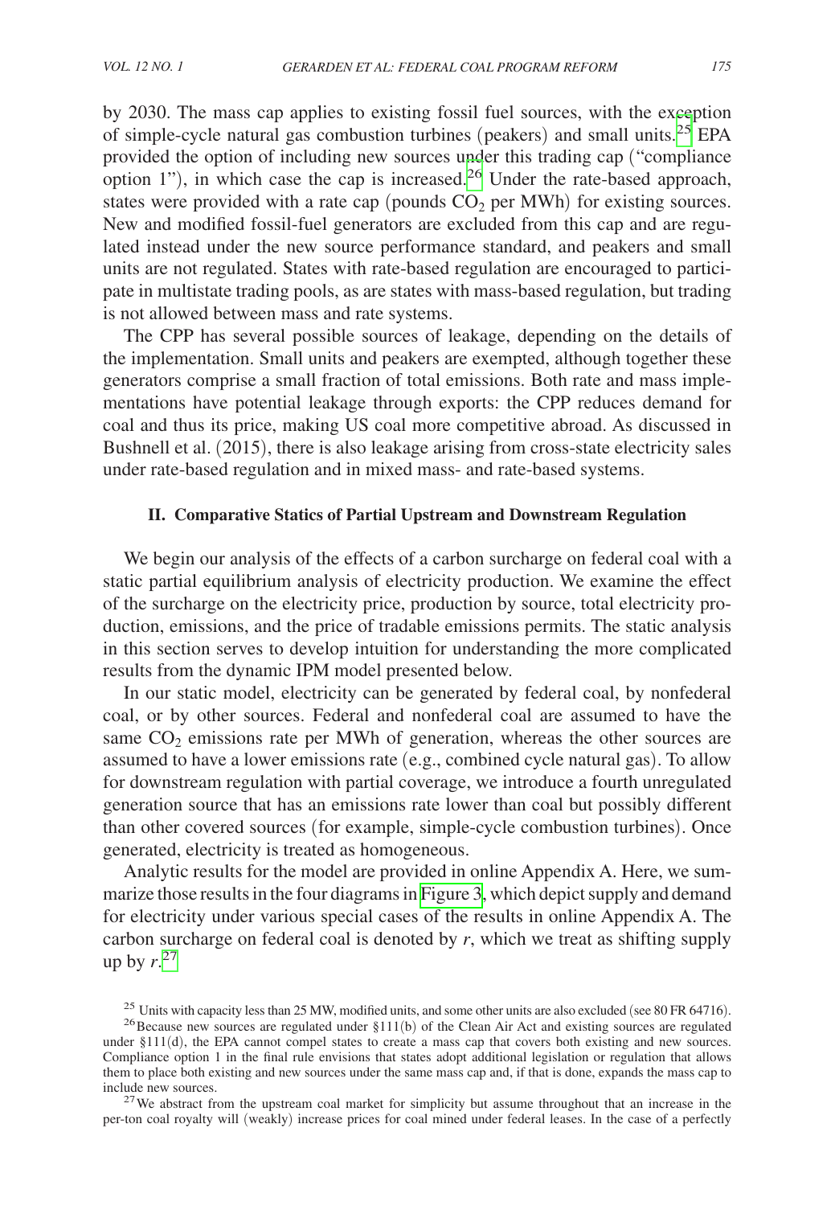by 2030. The mass cap applies to existing fossil fuel sources, with the exception of simple-cycle natural gas combustion turbines (peakers) and small units.[25] EPA provided the option of including new sources under this trading cap ("compliance option 1"), in which case the cap is increased.[26] Under the rate-based approach, states were provided with a rate cap (pounds $CO_2$ per MWh) for existing sources. New and modified fossil-fuel generators are excluded from this cap and are regulated instead under the new source performance standard, and peakers and small units are not regulated. States with rate-based regulation are encouraged to participate in multistate trading pools, as are states with mass-based regulation, but trading is not allowed between mass and rate systems.

The CPP has several possible sources of leakage, depending on the details of the implementation. Small units and peakers are exempted, although together these generators comprise a small fraction of total emissions. Both rate and mass implementations have potential leakage through exports: the CPP reduces demand for coal and thus its price, making US coal more competitive abroad. As discussed in Bushnell et al. (2015), there is also leakage arising from cross-state electricity sales under rate-based regulation and in mixed mass- and rate-based systems.

## II. Comparative Statics of Partial Upstream and Downstream Regulation

We begin our analysis of the effects of a carbon surcharge on federal coal with a static partial equilibrium analysis of electricity production. We examine the effect of the surcharge on the electricity price, production by source, total electricity production, emissions, and the price of tradable emissions permits. The static analysis in this section serves to develop intuition for understanding the more complicated results from the dynamic IPM model presented below.

In our static model, electricity can be generated by federal coal, by nonfederal coal, or by other sources. Federal and nonfederal coal are assumed to have the same $CO_2$ emissions rate per MWh of generation, whereas the other sources are assumed to have a lower emissions rate (e.g., combined cycle natural gas). To allow for downstream regulation with partial coverage, we introduce a fourth unregulated generation source that has an emissions rate lower than coal but possibly different than other covered sources (for example, simple-cycle combustion turbines). Once generated, electricity is treated as homogeneous.

Analytic results for the model are provided in online Appendix A. Here, we summarize those results in the four diagrams in Figure 3, which depict supply and demand for electricity under various special cases of the results in online Appendix A. The carbon surcharge on federal coal is denoted by $r$, which we treat as shifting supply up by $r$.[27]

[25] Units with capacity less than 25 MW, modified units, and some other units are also excluded (see 80 FR 64716).

[26] Because new sources are regulated under §111(b) of the Clean Air Act and existing sources are regulated under §111(d), the EPA cannot compel states to create a mass cap that covers both existing and new sources. Compliance option 1 in the final rule envisions that states adopt additional legislation or regulation that allows them to place both existing and new sources under the same mass cap and, if that is done, expands the mass cap to include new sources.

[27] We abstract from the upstream coal market for simplicity but assume throughout that an increase in the per-ton coal royalty will (weakly) increase prices for coal mined under federal leases. In the case of a perfectly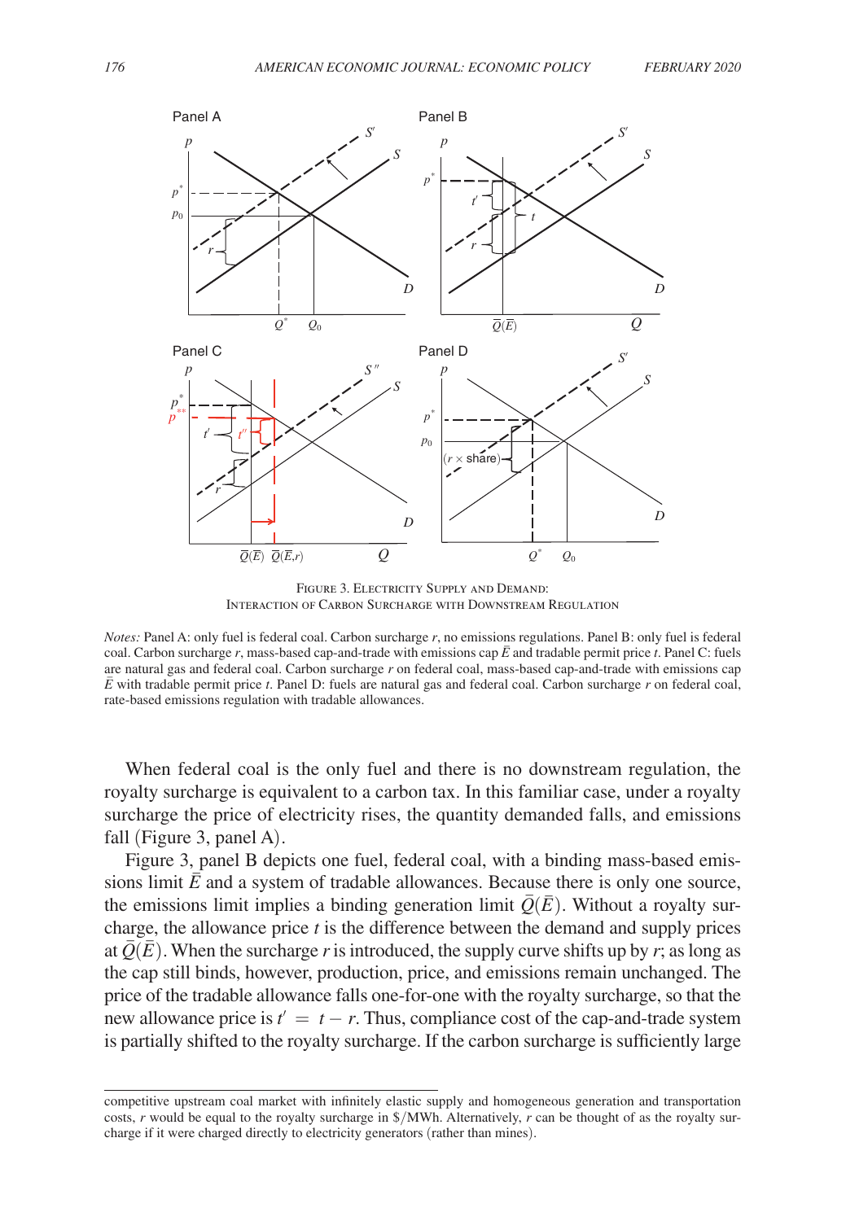Figure 3. Electricity Supply and Demand: Interaction of Carbon Surcharge with Downstream Regulation

*Notes:* Panel A: only fuel is federal coal. Carbon surcharge $r$, no emissions regulations. Panel B: only fuel is federal coal. Carbon surcharge $r$, mass-based cap-and-trade with emissions cap $\bar{E}$ and tradable permit price $t$. Panel C: fuels are natural gas and federal coal. Carbon surcharge $r$ on federal coal, mass-based cap-and-trade with emissions cap $\bar{E}$ with tradable permit price $t$. Panel D: fuels are natural gas and federal coal. Carbon surcharge $r$ on federal coal, rate-based emissions regulation with tradable allowances.

When federal coal is the only fuel and there is no downstream regulation, the royalty surcharge is equivalent to a carbon tax. In this familiar case, under a royalty surcharge the price of electricity rises, the quantity demanded falls, and emissions fall (Figure 3, panel A).

Figure 3, panel B depicts one fuel, federal coal, with a binding mass-based emissions limit $\bar{E}$ and a system of tradable allowances. Because there is only one source, the emissions limit implies a binding generation limit $\bar{Q}(\bar{E})$. Without a royalty surcharge, the allowance price $t$ is the difference between the demand and supply prices at $\bar{Q}(\bar{E})$. When the surcharge $r$ is introduced, the supply curve shifts up by $r$; as long as the cap still binds, however, production, price, and emissions remain unchanged. The price of the tradable allowance falls one-for-one with the royalty surcharge, so that the new allowance price is $t' = t - r$. Thus, compliance cost of the cap-and-trade system is partially shifted to the royalty surcharge. If the carbon surcharge is sufficiently large

competitive upstream coal market with infinitely elastic supply and homogeneous generation and transportation costs, $r$ would be equal to the royalty surcharge in \$/MWh. Alternatively, $r$ can be thought of as the royalty surcharge if it were charged directly to electricity generators (rather than mines).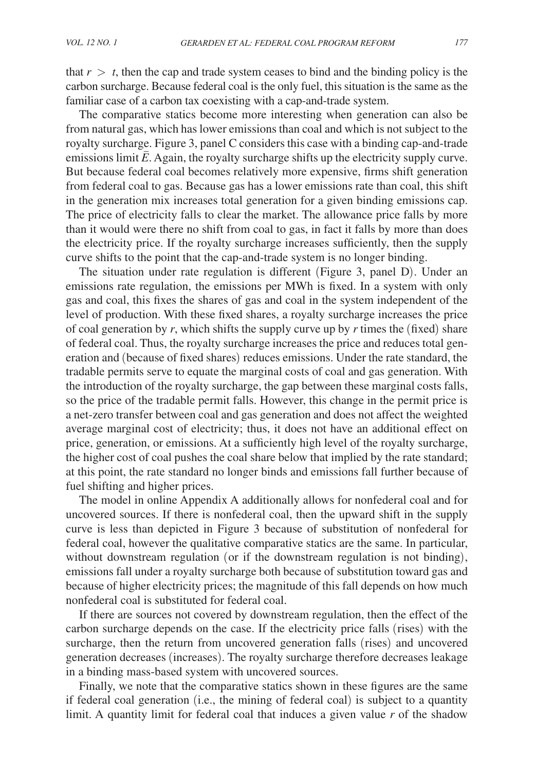that $r > t$, then the cap and trade system ceases to bind and the binding policy is the carbon surcharge. Because federal coal is the only fuel, this situation is the same as the familiar case of a carbon tax coexisting with a cap-and-trade system.

The comparative statics become more interesting when generation can also be from natural gas, which has lower emissions than coal and which is not subject to the royalty surcharge. Figure 3, panel C considers this case with a binding cap-and-trade emissions limit $\bar{E}$. Again, the royalty surcharge shifts up the electricity supply curve. But because federal coal becomes relatively more expensive, firms shift generation from federal coal to gas. Because gas has a lower emissions rate than coal, this shift in the generation mix increases total generation for a given binding emissions cap. The price of electricity falls to clear the market. The allowance price falls by more than it would were there no shift from coal to gas, in fact it falls by more than does the electricity price. If the royalty surcharge increases sufficiently, then the supply curve shifts to the point that the cap-and-trade system is no longer binding.

The situation under rate regulation is different (Figure 3, panel D). Under an emissions rate regulation, the emissions per MWh is fixed. In a system with only gas and coal, this fixes the shares of gas and coal in the system independent of the level of production. With these fixed shares, a royalty surcharge increases the price of coal generation by $r$, which shifts the supply curve up by $r$ times the (fixed) share of federal coal. Thus, the royalty surcharge increases the price and reduces total generation and (because of fixed shares) reduces emissions. Under the rate standard, the tradable permits serve to equate the marginal costs of coal and gas generation. With the introduction of the royalty surcharge, the gap between these marginal costs falls, so the price of the tradable permit falls. However, this change in the permit price is a net-zero transfer between coal and gas generation and does not affect the weighted average marginal cost of electricity; thus, it does not have an additional effect on price, generation, or emissions. At a sufficiently high level of the royalty surcharge, the higher cost of coal pushes the coal share below that implied by the rate standard; at this point, the rate standard no longer binds and emissions fall further because of fuel shifting and higher prices.

The model in online Appendix A additionally allows for nonfederal coal and for uncovered sources. If there is nonfederal coal, then the upward shift in the supply curve is less than depicted in Figure 3 because of substitution of nonfederal for federal coal, however the qualitative comparative statics are the same. In particular, without downstream regulation (or if the downstream regulation is not binding), emissions fall under a royalty surcharge both because of substitution toward gas and because of higher electricity prices; the magnitude of this fall depends on how much nonfederal coal is substituted for federal coal.

If there are sources not covered by downstream regulation, then the effect of the carbon surcharge depends on the case. If the electricity price falls (rises) with the surcharge, then the return from uncovered generation falls (rises) and uncovered generation decreases (increases). The royalty surcharge therefore decreases leakage in a binding mass-based system with uncovered sources.

Finally, we note that the comparative statics shown in these figures are the same if federal coal generation (i.e., the mining of federal coal) is subject to a quantity limit. A quantity limit for federal coal that induces a given value $r$ of the shadow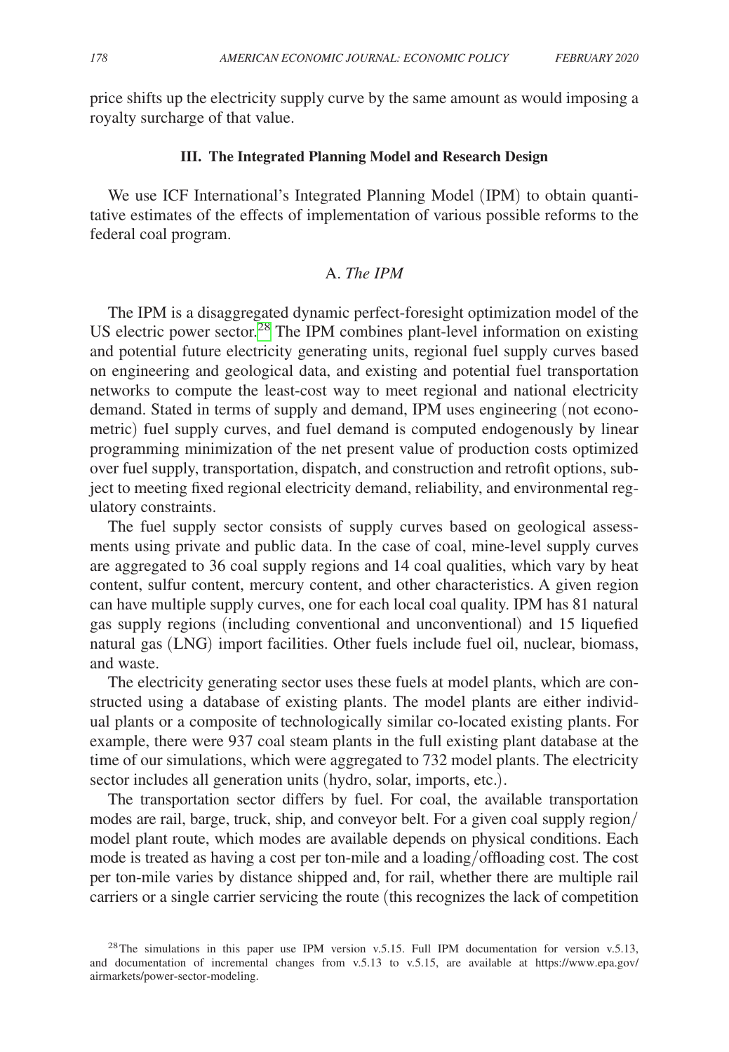price shifts up the electricity supply curve by the same amount as would imposing a royalty surcharge of that value.

## III. The Integrated Planning Model and Research Design

We use ICF International's Integrated Planning Model (IPM) to obtain quantitative estimates of the effects of implementation of various possible reforms to the federal coal program.

### A. *The IPM*

The IPM is a disaggregated dynamic perfect-foresight optimization model of the US electric power sector.[28] The IPM combines plant-level information on existing and potential future electricity generating units, regional fuel supply curves based on engineering and geological data, and existing and potential fuel transportation networks to compute the least-cost way to meet regional and national electricity demand. Stated in terms of supply and demand, IPM uses engineering (not econometric) fuel supply curves, and fuel demand is computed endogenously by linear programming minimization of the net present value of production costs optimized over fuel supply, transportation, dispatch, and construction and retrofit options, subject to meeting fixed regional electricity demand, reliability, and environmental regulatory constraints.

The fuel supply sector consists of supply curves based on geological assessments using private and public data. In the case of coal, mine-level supply curves are aggregated to 36 coal supply regions and 14 coal qualities, which vary by heat content, sulfur content, mercury content, and other characteristics. A given region can have multiple supply curves, one for each local coal quality. IPM has 81 natural gas supply regions (including conventional and unconventional) and 15 liquefied natural gas (LNG) import facilities. Other fuels include fuel oil, nuclear, biomass, and waste.

The electricity generating sector uses these fuels at model plants, which are constructed using a database of existing plants. The model plants are either individual plants or a composite of technologically similar co-located existing plants. For example, there were 937 coal steam plants in the full existing plant database at the time of our simulations, which were aggregated to 732 model plants. The electricity sector includes all generation units (hydro, solar, imports, etc.).

The transportation sector differs by fuel. For coal, the available transportation modes are rail, barge, truck, ship, and conveyor belt. For a given coal supply region/model plant route, which modes are available depends on physical conditions. Each mode is treated as having a cost per ton-mile and a loading/offloading cost. The cost per ton-mile varies by distance shipped and, for rail, whether there are multiple rail carriers or a single carrier servicing the route (this recognizes the lack of competition

[28] The simulations in this paper use IPM version v.5.15. Full IPM documentation for version v.5.13, and documentation of incremental changes from v.5.13 to v.5.15, are available at https://www.epa.gov/airmarkets/power-sector-modeling.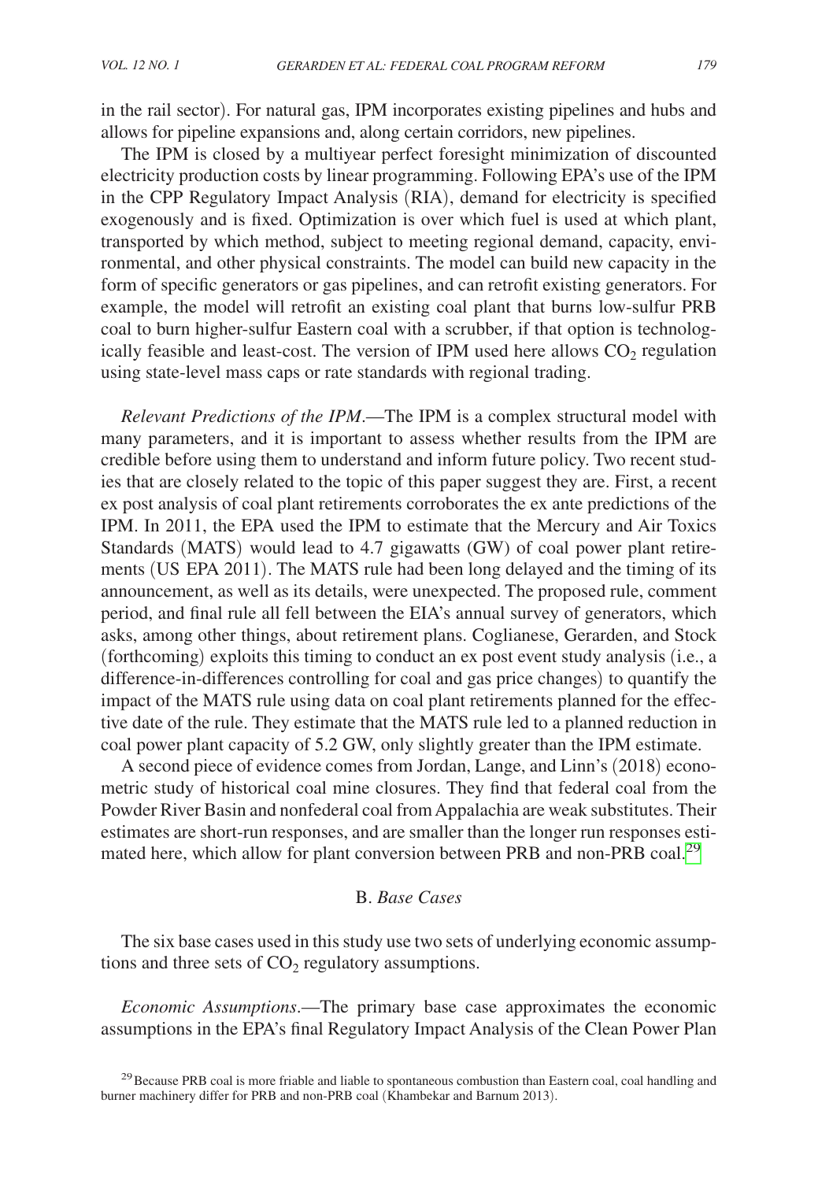in the rail sector). For natural gas, IPM incorporates existing pipelines and hubs and allows for pipeline expansions and, along certain corridors, new pipelines.

The IPM is closed by a multiyear perfect foresight minimization of discounted electricity production costs by linear programming. Following EPA's use of the IPM in the CPP Regulatory Impact Analysis (RIA), demand for electricity is specified exogenously and is fixed. Optimization is over which fuel is used at which plant, transported by which method, subject to meeting regional demand, capacity, environmental, and other physical constraints. The model can build new capacity in the form of specific generators or gas pipelines, and can retrofit existing generators. For example, the model will retrofit an existing coal plant that burns low-sulfur PRB coal to burn higher-sulfur Eastern coal with a scrubber, if that option is technologically feasible and least-cost. The version of IPM used here allows $CO_2$ regulation using state-level mass caps or rate standards with regional trading.

*Relevant Predictions of the IPM*.—The IPM is a complex structural model with many parameters, and it is important to assess whether results from the IPM are credible before using them to understand and inform future policy. Two recent studies that are closely related to the topic of this paper suggest they are. First, a recent ex post analysis of coal plant retirements corroborates the ex ante predictions of the IPM. In 2011, the EPA used the IPM to estimate that the Mercury and Air Toxics Standards (MATS) would lead to 4.7 gigawatts (GW) of coal power plant retirements (US EPA 2011). The MATS rule had been long delayed and the timing of its announcement, as well as its details, were unexpected. The proposed rule, comment period, and final rule all fell between the EIA's annual survey of generators, which asks, among other things, about retirement plans. Coglianese, Gerarden, and Stock (forthcoming) exploits this timing to conduct an ex post event study analysis (i.e., a difference-in-differences controlling for coal and gas price changes) to quantify the impact of the MATS rule using data on coal plant retirements planned for the effective date of the rule. They estimate that the MATS rule led to a planned reduction in coal power plant capacity of 5.2 GW, only slightly greater than the IPM estimate.

A second piece of evidence comes from Jordan, Lange, and Linn's (2018) econometric study of historical coal mine closures. They find that federal coal from the Powder River Basin and nonfederal coal from Appalachia are weak substitutes. Their estimates are short-run responses, and are smaller than the longer run responses estimated here, which allow for plant conversion between PRB and non-PRB coal.[29]

### B. *Base Cases*

The six base cases used in this study use two sets of underlying economic assumptions and three sets of $CO_2$ regulatory assumptions.

*Economic Assumptions*.—The primary base case approximates the economic assumptions in the EPA's final Regulatory Impact Analysis of the Clean Power Plan

[29] Because PRB coal is more friable and liable to spontaneous combustion than Eastern coal, coal handling and burner machinery differ for PRB and non-PRB coal (Khambekar and Barnum 2013).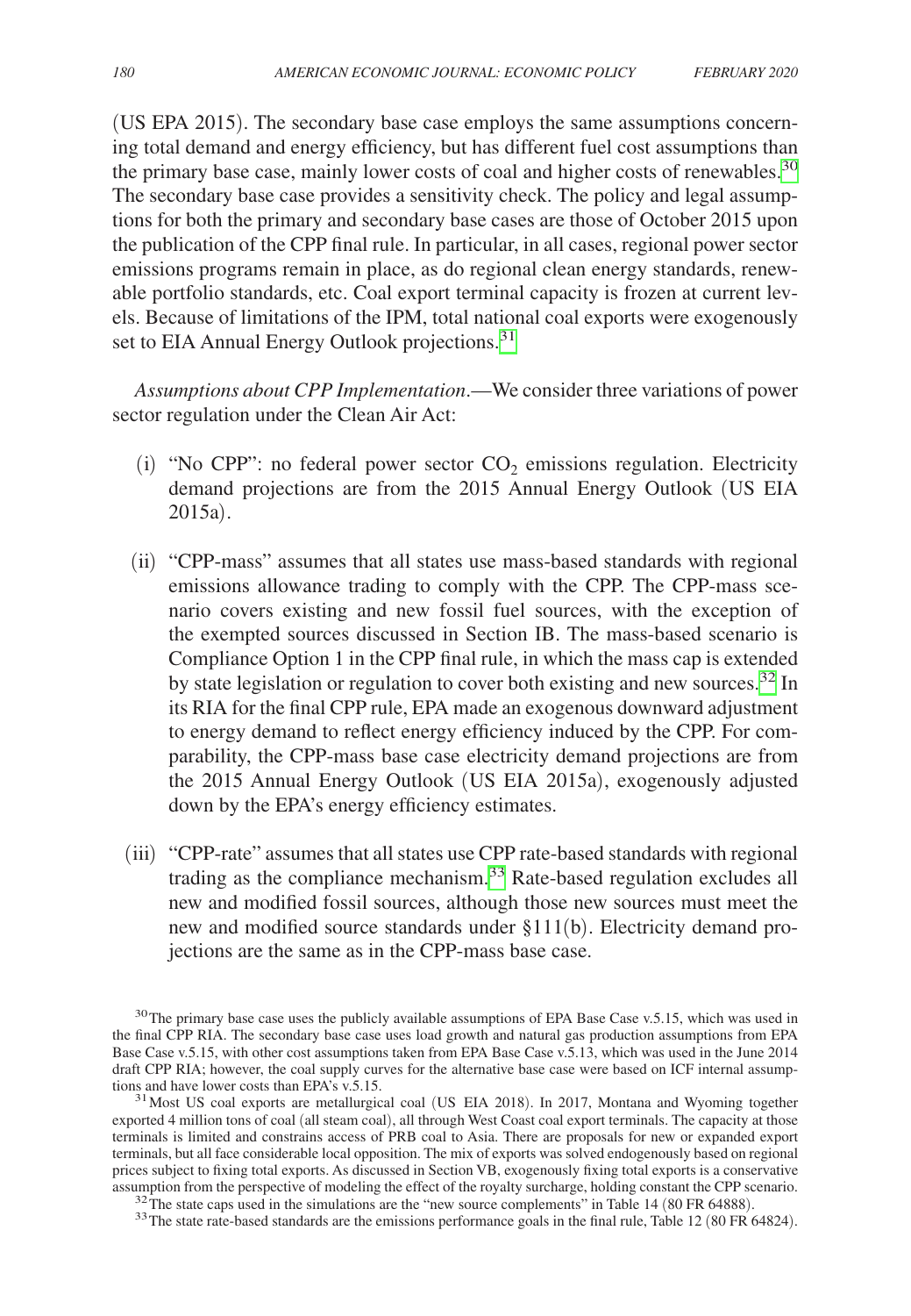(US EPA 2015). The secondary base case employs the same assumptions concerning total demand and energy efficiency, but has different fuel cost assumptions than the primary base case, mainly lower costs of coal and higher costs of renewables.[30] The secondary base case provides a sensitivity check. The policy and legal assumptions for both the primary and secondary base cases are those of October 2015 upon the publication of the CPP final rule. In particular, in all cases, regional power sector emissions programs remain in place, as do regional clean energy standards, renewable portfolio standards, etc. Coal export terminal capacity is frozen at current levels. Because of limitations of the IPM, total national coal exports were exogenously set to EIA Annual Energy Outlook projections.[31]

*Assumptions about CPP Implementation*.—We consider three variations of power sector regulation under the Clean Air Act:

(i) "No CPP": no federal power sector $CO_2$ emissions regulation. Electricity demand projections are from the 2015 Annual Energy Outlook (US EIA 2015a).

(ii) "CPP-mass" assumes that all states use mass-based standards with regional emissions allowance trading to comply with the CPP. The CPP-mass scenario covers existing and new fossil fuel sources, with the exception of the exempted sources discussed in Section IB. The mass-based scenario is Compliance Option 1 in the CPP final rule, in which the mass cap is extended by state legislation or regulation to cover both existing and new sources.[32] In its RIA for the final CPP rule, EPA made an exogenous downward adjustment to energy demand to reflect energy efficiency induced by the CPP. For comparability, the CPP-mass base case electricity demand projections are from the 2015 Annual Energy Outlook (US EIA 2015a), exogenously adjusted down by the EPA's energy efficiency estimates.

(iii) "CPP-rate" assumes that all states use CPP rate-based standards with regional trading as the compliance mechanism.[33] Rate-based regulation excludes all new and modified fossil sources, although those new sources must meet the new and modified source standards under §111(b). Electricity demand projections are the same as in the CPP-mass base case.

[30] The primary base case uses the publicly available assumptions of EPA Base Case v.5.15, which was used in the final CPP RIA. The secondary base case uses load growth and natural gas production assumptions from EPA Base Case v.5.15, with other cost assumptions taken from EPA Base Case v.5.13, which was used in the June 2014 draft CPP RIA; however, the coal supply curves for the alternative base case were based on ICF internal assumptions and have lower costs than EPA's v.5.15.

[31] Most US coal exports are metallurgical coal (US EIA 2018). In 2017, Montana and Wyoming together exported 4 million tons of coal (all steam coal), all through West Coast coal export terminals. The capacity at those terminals is limited and constrains access of PRB coal to Asia. There are proposals for new or expanded export terminals, but all face considerable local opposition. The mix of exports was solved endogenously based on regional prices subject to fixing total exports. As discussed in Section VB, exogenously fixing total exports is a conservative assumption from the perspective of modeling the effect of the royalty surcharge, holding constant the CPP scenario.

[32] The state caps used in the simulations are the "new source complements" in Table 14 (80 FR 64888).

[33] The state rate-based standards are the emissions performance goals in the final rule, Table 12 (80 FR 64824).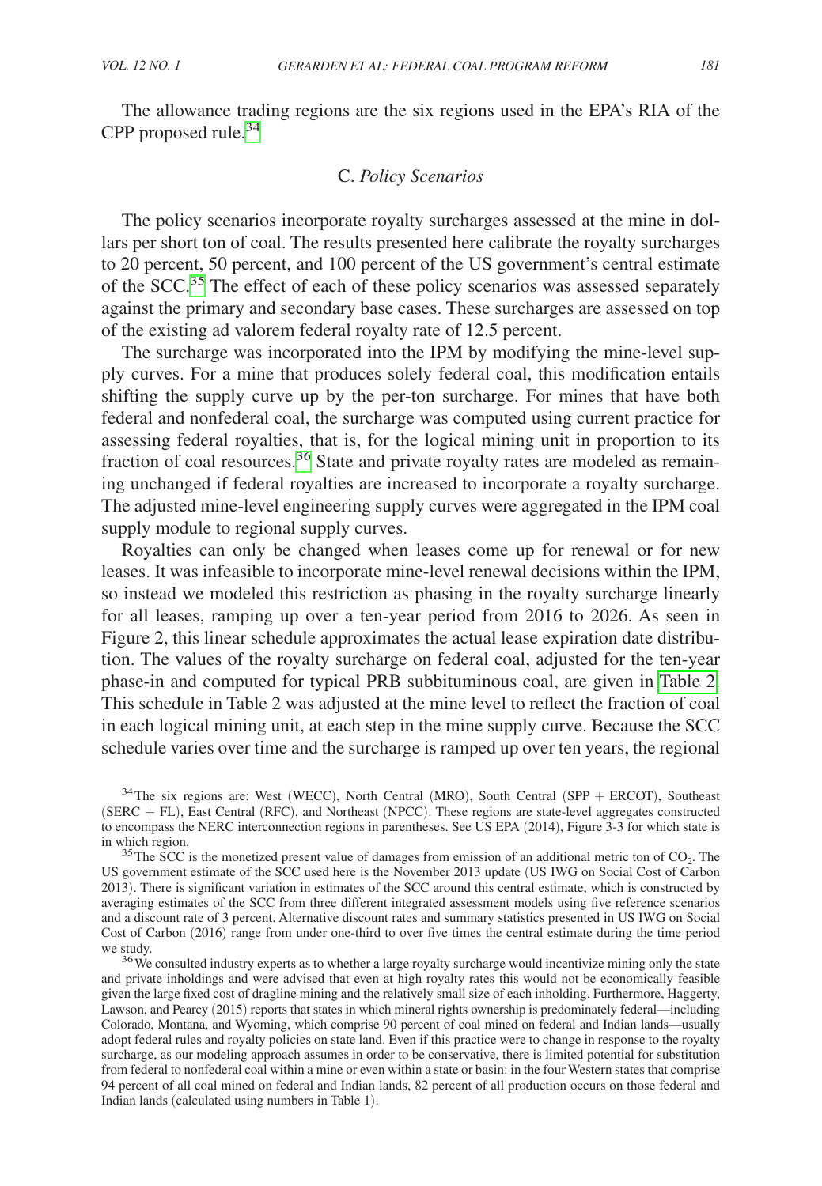The allowance trading regions are the six regions used in the EPA's RIA of the CPP proposed rule.[34]

### C. *Policy Scenarios*

The policy scenarios incorporate royalty surcharges assessed at the mine in dollars per short ton of coal. The results presented here calibrate the royalty surcharges to 20 percent, 50 percent, and 100 percent of the US government's central estimate of the SCC.[35] The effect of each of these policy scenarios was assessed separately against the primary and secondary base cases. These surcharges are assessed on top of the existing ad valorem federal royalty rate of 12.5 percent.

The surcharge was incorporated into the IPM by modifying the mine-level supply curves. For a mine that produces solely federal coal, this modification entails shifting the supply curve up by the per-ton surcharge. For mines that have both federal and nonfederal coal, the surcharge was computed using current practice for assessing federal royalties, that is, for the logical mining unit in proportion to its fraction of coal resources.[36] State and private royalty rates are modeled as remaining unchanged if federal royalties are increased to incorporate a royalty surcharge. The adjusted mine-level engineering supply curves were aggregated in the IPM coal supply module to regional supply curves.

Royalties can only be changed when leases come up for renewal or for new leases. It was infeasible to incorporate mine-level renewal decisions within the IPM, so instead we modeled this restriction as phasing in the royalty surcharge linearly for all leases, ramping up over a ten-year period from 2016 to 2026. As seen in Figure 2, this linear schedule approximates the actual lease expiration date distribution. The values of the royalty surcharge on federal coal, adjusted for the ten-year phase-in and computed for typical PRB subbituminous coal, are given in Table 2. This schedule in Table 2 was adjusted at the mine level to reflect the fraction of coal in each logical mining unit, at each step in the mine supply curve. Because the SCC schedule varies over time and the surcharge is ramped up over ten years, the regional

[34] The six regions are: West (WECC), North Central (MRO), South Central (SPP + ERCOT), Southeast (SERC + FL), East Central (RFC), and Northeast (NPCC). These regions are state-level aggregates constructed to encompass the NERC interconnection regions in parentheses. See US EPA (2014), Figure 3-3 for which state is in which region.

[35] The SCC is the monetized present value of damages from emission of an additional metric ton of $CO_2$. The US government estimate of the SCC used here is the November 2013 update (US IWG on Social Cost of Carbon 2013). There is significant variation in estimates of the SCC around this central estimate, which is constructed by averaging estimates of the SCC from three different integrated assessment models using five reference scenarios and a discount rate of 3 percent. Alternative discount rates and summary statistics presented in US IWG on Social Cost of Carbon (2016) range from under one-third to over five times the central estimate during the time period we study.

[36] We consulted industry experts as to whether a large royalty surcharge would incentivize mining only the state and private inholdings and were advised that even at high royalty rates this would not be economically feasible given the large fixed cost of dragline mining and the relatively small size of each inholding. Furthermore, Haggerty, Lawson, and Pearcy (2015) reports that states in which mineral rights ownership is predominately federal—including Colorado, Montana, and Wyoming, which comprise 90 percent of coal mined on federal and Indian lands—usually adopt federal rules and royalty policies on state land. Even if this practice were to change in response to the royalty surcharge, as our modeling approach assumes in order to be conservative, there is limited potential for substitution from federal to nonfederal coal within a mine or even within a state or basin: in the four Western states that comprise 94 percent of all coal mined on federal and Indian lands, 82 percent of all production occurs on those federal and Indian lands (calculated using numbers in Table 1).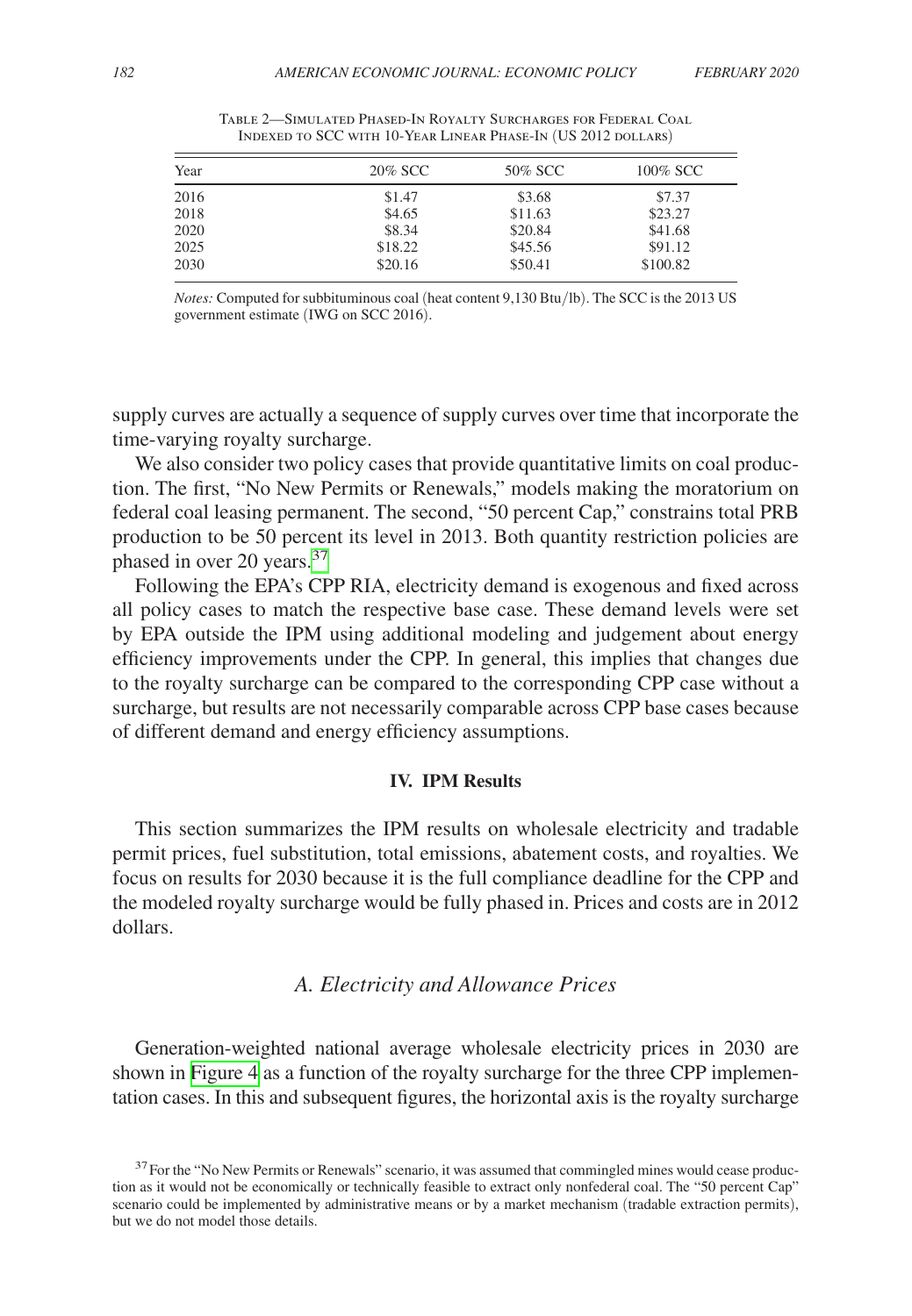Table 2—Simulated Phased-In Royalty Surcharges for Federal Coal Indexed to SCC with 10-Year Linear Phase-In (US 2012 dollars)

| Year | 20% SCC | 50% SCC | 100% SCC |
|---|---|---|---|
| 2016 | \$1.47 | \$3.68 | \$7.37 |
| 2018 | \$4.65 | \$11.63 | \$23.27 |
| 2020 | \$8.34 | \$20.84 | \$41.68 |
| 2025 | \$18.22 | \$45.56 | \$91.12 |
| 2030 | \$20.16 | \$50.41 | \$100.82 |

*Notes:* Computed for subbituminous coal (heat content 9,130 Btu/lb). The SCC is the 2013 US government estimate (IWG on SCC 2016).

supply curves are actually a sequence of supply curves over time that incorporate the time-varying royalty surcharge.

We also consider two policy cases that provide quantitative limits on coal production. The first, "No New Permits or Renewals," models making the moratorium on federal coal leasing permanent. The second, "50 percent Cap," constrains total PRB production to be 50 percent its level in 2013. Both quantity restriction policies are phased in over 20 years.[37]

Following the EPA's CPP RIA, electricity demand is exogenous and fixed across all policy cases to match the respective base case. These demand levels were set by EPA outside the IPM using additional modeling and judgement about energy efficiency improvements under the CPP. In general, this implies that changes due to the royalty surcharge can be compared to the corresponding CPP case without a surcharge, but results are not necessarily comparable across CPP base cases because of different demand and energy efficiency assumptions.

## IV. IPM Results

This section summarizes the IPM results on wholesale electricity and tradable permit prices, fuel substitution, total emissions, abatement costs, and royalties. We focus on results for 2030 because it is the full compliance deadline for the CPP and the modeled royalty surcharge would be fully phased in. Prices and costs are in 2012 dollars.

### *A. Electricity and Allowance Prices*

Generation-weighted national average wholesale electricity prices in 2030 are shown in Figure 4 as a function of the royalty surcharge for the three CPP implementation cases. In this and subsequent figures, the horizontal axis is the royalty surcharge

[37] For the "No New Permits or Renewals" scenario, it was assumed that commingled mines would cease production as it would not be economically or technically feasible to extract only nonfederal coal. The "50 percent Cap" scenario could be implemented by administrative means or by a market mechanism (tradable extraction permits), but we do not model those details.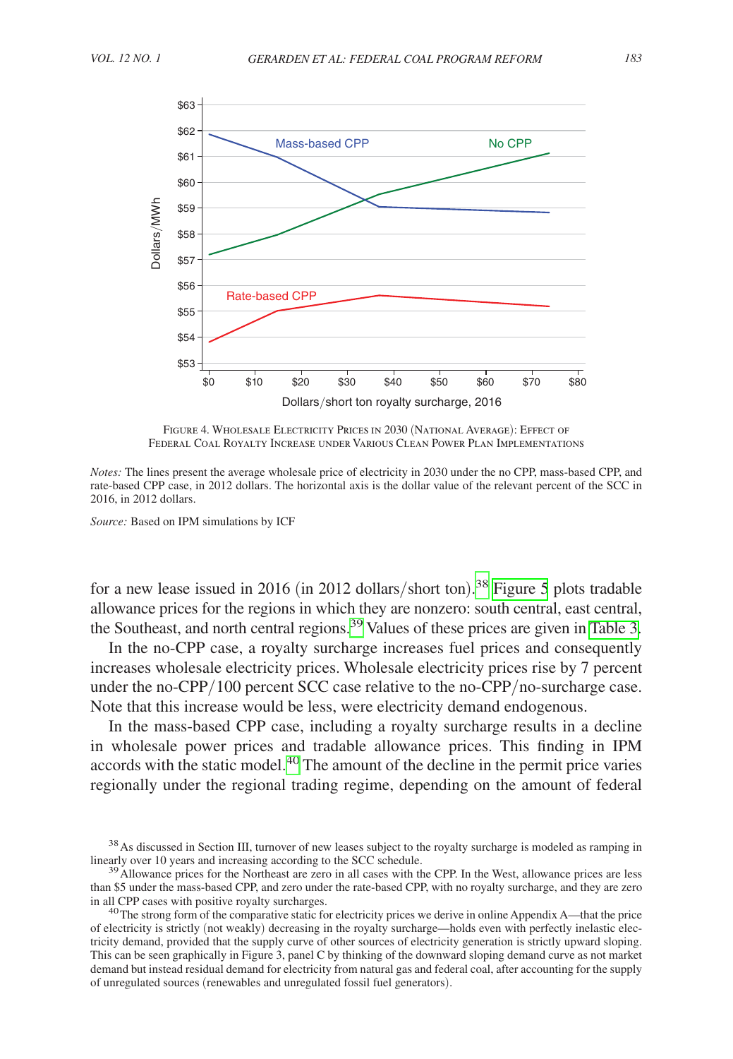FIGURE 4. WHOLESALE ELECTRICITY PRICES IN 2030 (NATIONAL AVERAGE): EFFECT OF FEDERAL COAL ROYALTY INCREASE UNDER VARIOUS CLEAN POWER PLAN IMPLEMENTATIONS

*Notes:* The lines present the average wholesale price of electricity in 2030 under the no CPP, mass-based CPP, and rate-based CPP case, in 2012 dollars. The horizontal axis is the dollar value of the relevant percent of the SCC in 2016, in 2012 dollars.

*Source:* Based on IPM simulations by ICF

for a new lease issued in 2016 (in 2012 dollars/short ton).[38] Figure 5 plots tradable allowance prices for the regions in which they are nonzero: south central, east central, the Southeast, and north central regions.[39] Values of these prices are given in Table 3.

In the no-CPP case, a royalty surcharge increases fuel prices and consequently increases wholesale electricity prices. Wholesale electricity prices rise by 7 percent under the no-CPP/100 percent SCC case relative to the no-CPP/no-surcharge case. Note that this increase would be less, were electricity demand endogenous.

In the mass-based CPP case, including a royalty surcharge results in a decline in wholesale power prices and tradable allowance prices. This finding in IPM accords with the static model.[40] The amount of the decline in the permit price varies regionally under the regional trading regime, depending on the amount of federal

[38] As discussed in Section III, turnover of new leases subject to the royalty surcharge is modeled as ramping in linearly over 10 years and increasing according to the SCC schedule.

[39] Allowance prices for the Northeast are zero in all cases with the CPP. In the West, allowance prices are less than \$5 under the mass-based CPP, and zero under the rate-based CPP, with no royalty surcharge, and they are zero in all CPP cases with positive royalty surcharges.

[40] The strong form of the comparative static for electricity prices we derive in online Appendix A—that the price of electricity is strictly (not weakly) decreasing in the royalty surcharge—holds even with perfectly inelastic electricity demand, provided that the supply curve of other sources of electricity generation is strictly upward sloping. This can be seen graphically in Figure 3, panel C by thinking of the downward sloping demand curve as not market demand but instead residual demand for electricity from natural gas and federal coal, after accounting for the supply of unregulated sources (renewables and unregulated fossil fuel generators).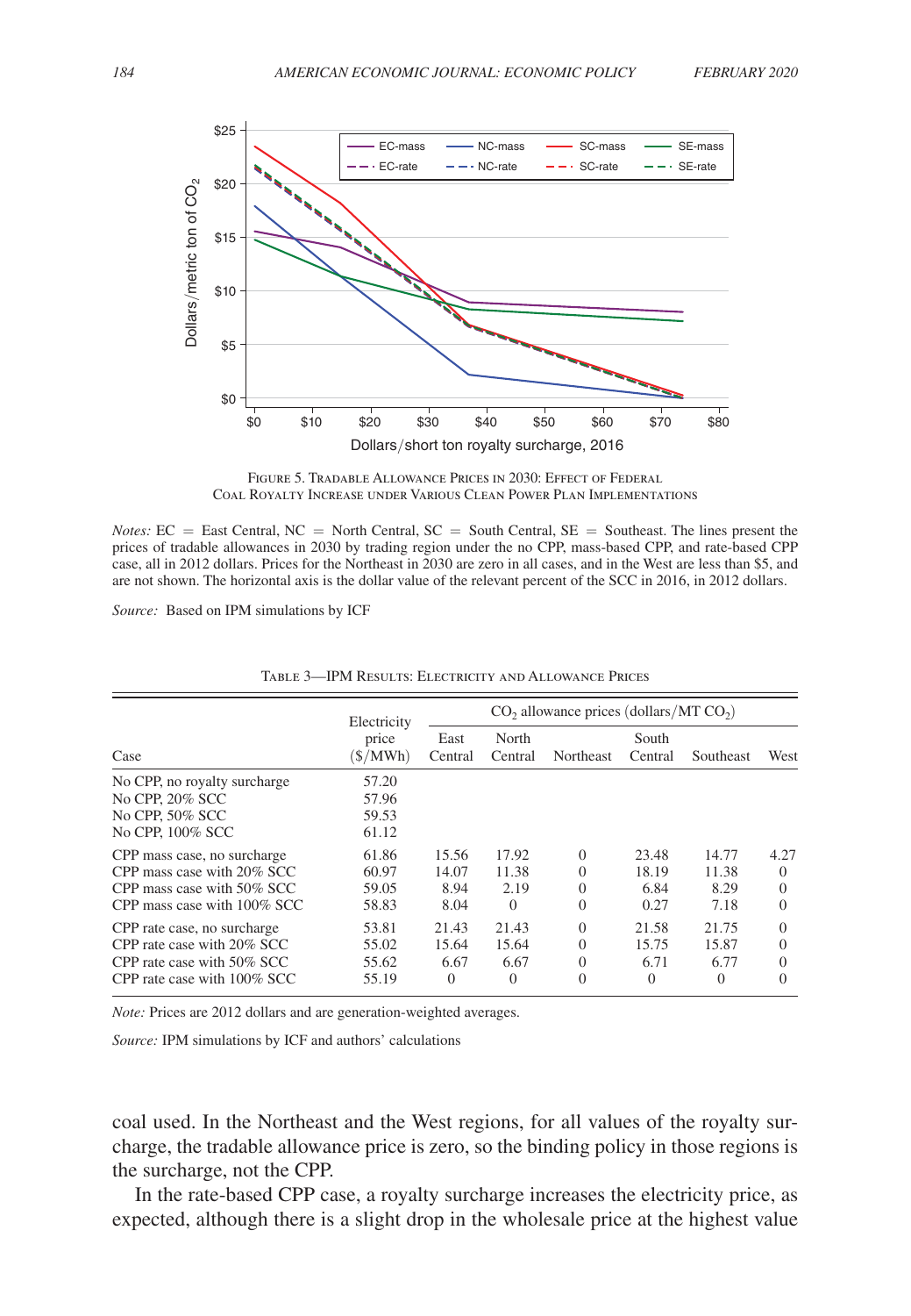FIGURE 5. TRADABLE ALLOWANCE PRICES IN 2030: EFFECT OF FEDERAL COAL ROYALTY INCREASE UNDER VARIOUS CLEAN POWER PLAN IMPLEMENTATIONS

*Notes:* EC = East Central, NC = North Central, SC = South Central, SE = Southeast. The lines present the prices of tradable allowances in 2030 by trading region under the no CPP, mass-based CPP, and rate-based CPP case, all in 2012 dollars. Prices for the Northeast in 2030 are zero in all cases, and in the West are less than $5, and are not shown. The horizontal axis is the dollar value of the relevant percent of the SCC in 2016, in 2012 dollars.

*Source:* Based on IPM simulations by ICF

TABLE 3—IPM RESULTS: ELECTRICITY AND ALLOWANCE PRICES

| Case | Electricity price ($/MWh) | $CO_2$ allowance prices (dollars/MT $CO_2$) | | | | | |
|---|---|---|---|---|---|---|---|
| | | East Central | North Central | Northeast | South Central | Southeast | West |
| No CPP, no royalty surcharge | 57.20 | | | | | | |
| No CPP, 20% SCC | 57.96 | | | | | | |
| No CPP, 50% SCC | 59.53 | | | | | | |
| No CPP, 100% SCC | 61.12 | | | | | | |
| CPP mass case, no surcharge | 61.86 | 15.56 | 17.92 | 0 | 23.48 | 14.77 | 4.27 |
| CPP mass case with 20% SCC | 60.97 | 14.07 | 11.38 | 0 | 18.19 | 11.38 | 0 |
| CPP mass case with 50% SCC | 59.05 | 8.94 | 2.19 | 0 | 6.84 | 8.29 | 0 |
| CPP mass case with 100% SCC | 58.83 | 8.04 | 0 | 0 | 0.27 | 7.18 | 0 |
| CPP rate case, no surcharge | 53.81 | 21.43 | 21.43 | 0 | 21.58 | 21.75 | 0 |
| CPP rate case with 20% SCC | 55.02 | 15.64 | 15.64 | 0 | 15.75 | 15.87 | 0 |
| CPP rate case with 50% SCC | 55.62 | 6.67 | 6.67 | 0 | 6.71 | 6.77 | 0 |
| CPP rate case with 100% SCC | 55.19 | 0 | 0 | 0 | 0 | 0 | 0 |

*Note:* Prices are 2012 dollars and are generation-weighted averages.

*Source:* IPM simulations by ICF and authors' calculations

coal used. In the Northeast and the West regions, for all values of the royalty surcharge, the tradable allowance price is zero, so the binding policy in those regions is the surcharge, not the CPP.

In the rate-based CPP case, a royalty surcharge increases the electricity price, as expected, although there is a slight drop in the wholesale price at the highest value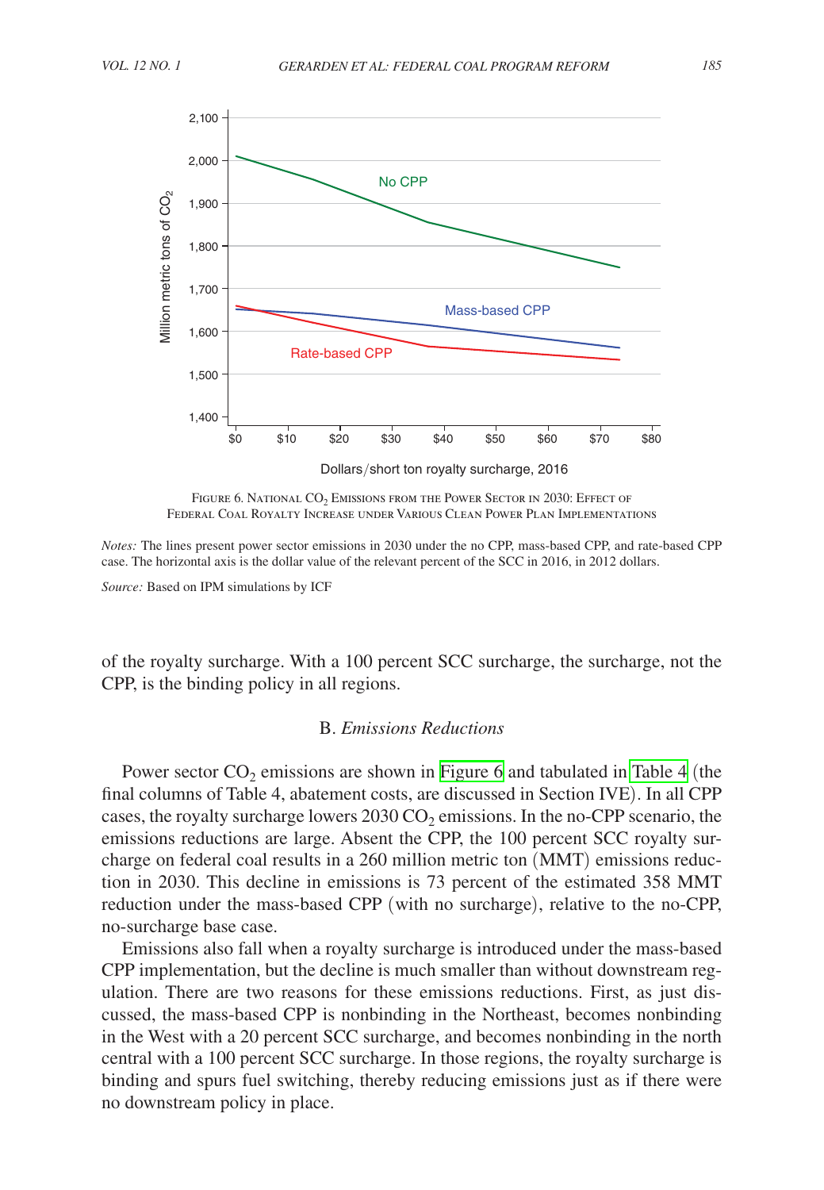FIGURE 6. NATIONAL $CO_2$ EMISSIONS FROM THE POWER SECTOR IN 2030: EFFECT OF FEDERAL COAL ROYALTY INCREASE UNDER VARIOUS CLEAN POWER PLAN IMPLEMENTATIONS

*Notes:* The lines present power sector emissions in 2030 under the no CPP, mass-based CPP, and rate-based CPP case. The horizontal axis is the dollar value of the relevant percent of the SCC in 2016, in 2012 dollars.

*Source:* Based on IPM simulations by ICF

of the royalty surcharge. With a 100 percent SCC surcharge, the surcharge, not the CPP, is the binding policy in all regions.

### B. *Emissions Reductions*

Power sector $CO_2$ emissions are shown in Figure 6 and tabulated in Table 4 (the final columns of Table 4, abatement costs, are discussed in Section IVE). In all CPP cases, the royalty surcharge lowers 2030 $CO_2$ emissions. In the no-CPP scenario, the emissions reductions are large. Absent the CPP, the 100 percent SCC royalty surcharge on federal coal results in a 260 million metric ton (MMT) emissions reduction in 2030. This decline in emissions is 73 percent of the estimated 358 MMT reduction under the mass-based CPP (with no surcharge), relative to the no-CPP, no-surcharge base case.

Emissions also fall when a royalty surcharge is introduced under the mass-based CPP implementation, but the decline is much smaller than without downstream regulation. There are two reasons for these emissions reductions. First, as just discussed, the mass-based CPP is nonbinding in the Northeast, becomes nonbinding in the West with a 20 percent SCC surcharge, and becomes nonbinding in the north central with a 100 percent SCC surcharge. In those regions, the royalty surcharge is binding and spurs fuel switching, thereby reducing emissions just as if there were no downstream policy in place.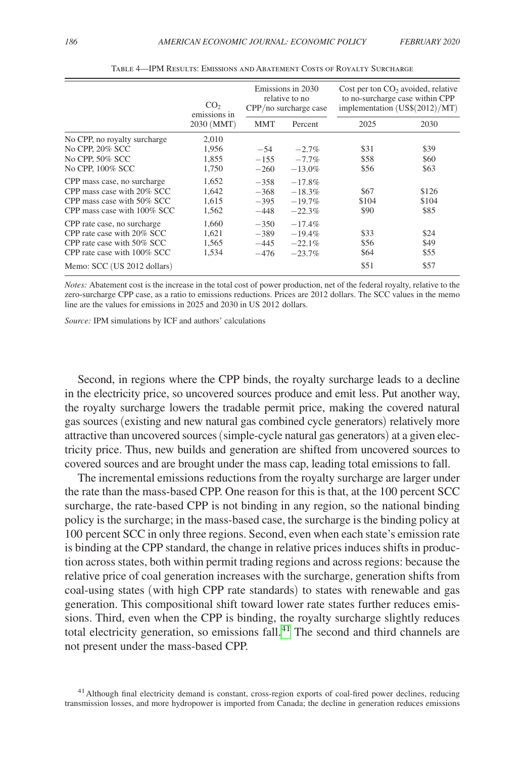Table 4—IPM Results: Emissions and Abatement Costs of Royalty Surcharge

| | $CO_2$ emissions in 2030 (MMT) | Emissions in 2030 relative to no CPP/no surcharge case | | Cost per ton $CO_2$ avoided, relative to no-surcharge case within CPP implementation (US\$(2012)/MT) | |
|---|---|---|---|---|---|
| | | MMT | Percent | 2025 | 2030 |
| No CPP, no royalty surcharge | 2,010 | | | | |
| No CPP, 20% SCC | 1,956 | −54 | −2.7% | \$31 | \$39 |
| No CPP, 50% SCC | 1,855 | −155 | −7.7% | \$58 | \$60 |
| No CPP, 100% SCC | 1,750 | −260 | −13.0% | \$56 | \$63 |
| CPP mass case, no surcharge | 1,652 | −358 | −17.8% | | |
| CPP mass case with 20% SCC | 1,642 | −368 | −18.3% | \$67 | \$126 |
| CPP mass case with 50% SCC | 1,615 | −395 | −19.7% | \$104 | \$104 |
| CPP mass case with 100% SCC | 1,562 | −448 | −22.3% | \$90 | \$85 |
| CPP rate case, no surcharge | 1,660 | −350 | −17.4% | | |
| CPP rate case with 20% SCC | 1,621 | −389 | −19.4% | \$33 | \$24 |
| CPP rate case with 50% SCC | 1,565 | −445 | −22.1% | \$56 | \$49 |
| CPP rate case with 100% SCC | 1,534 | −476 | −23.7% | \$64 | \$55 |
| Memo: SCC (US 2012 dollars) | | | | \$51 | \$57 |

*Notes:* Abatement cost is the increase in the total cost of power production, net of the federal royalty, relative to the zero-surcharge CPP case, as a ratio to emissions reductions. Prices are 2012 dollars. The SCC values in the memo line are the values for emissions in 2025 and 2030 in US 2012 dollars.

*Source:* IPM simulations by ICF and authors' calculations

Second, in regions where the CPP binds, the royalty surcharge leads to a decline in the electricity price, so uncovered sources produce and emit less. Put another way, the royalty surcharge lowers the tradable permit price, making the covered natural gas sources (existing and new natural gas combined cycle generators) relatively more attractive than uncovered sources (simple-cycle natural gas generators) at a given electricity price. Thus, new builds and generation are shifted from uncovered sources to covered sources and are brought under the mass cap, leading total emissions to fall.

The incremental emissions reductions from the royalty surcharge are larger under the rate than the mass-based CPP. One reason for this is that, at the 100 percent SCC surcharge, the rate-based CPP is not binding in any region, so the national binding policy is the surcharge; in the mass-based case, the surcharge is the binding policy at 100 percent SCC in only three regions. Second, even when each state's emission rate is binding at the CPP standard, the change in relative prices induces shifts in production across states, both within permit trading regions and across regions: because the relative price of coal generation increases with the surcharge, generation shifts from coal-using states (with high CPP rate standards) to states with renewable and gas generation. This compositional shift toward lower rate states further reduces emissions. Third, even when the CPP is binding, the royalty surcharge slightly reduces total electricity generation, so emissions fall.[41] The second and third channels are not present under the mass-based CPP.

[41] Although final electricity demand is constant, cross-region exports of coal-fired power declines, reducing transmission losses, and more hydropower is imported from Canada; the decline in generation reduces emissions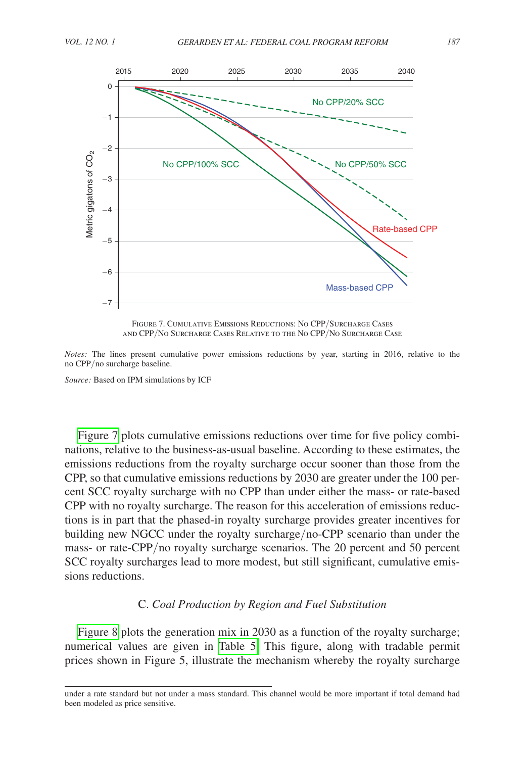Figure 7. Cumulative Emissions Reductions: No CPP/Surcharge Cases and CPP/No Surcharge Cases Relative to the No CPP/No Surcharge Case

*Notes:* The lines present cumulative power emissions reductions by year, starting in 2016, relative to the no CPP/no surcharge baseline.

*Source:* Based on IPM simulations by ICF

Figure 7 plots cumulative emissions reductions over time for five policy combinations, relative to the business-as-usual baseline. According to these estimates, the emissions reductions from the royalty surcharge occur sooner than those from the CPP, so that cumulative emissions reductions by 2030 are greater under the 100 percent SCC royalty surcharge with no CPP than under either the mass- or rate-based CPP with no royalty surcharge. The reason for this acceleration of emissions reductions is in part that the phased-in royalty surcharge provides greater incentives for building new NGCC under the royalty surcharge/no-CPP scenario than under the mass- or rate-CPP/no royalty surcharge scenarios. The 20 percent and 50 percent SCC royalty surcharges lead to more modest, but still significant, cumulative emissions reductions.

### C. *Coal Production by Region and Fuel Substitution*

Figure 8 plots the generation mix in 2030 as a function of the royalty surcharge; numerical values are given in Table 5. This figure, along with tradable permit prices shown in Figure 5, illustrate the mechanism whereby the royalty surcharge

under a rate standard but not under a mass standard. This channel would be more important if total demand had been modeled as price sensitive.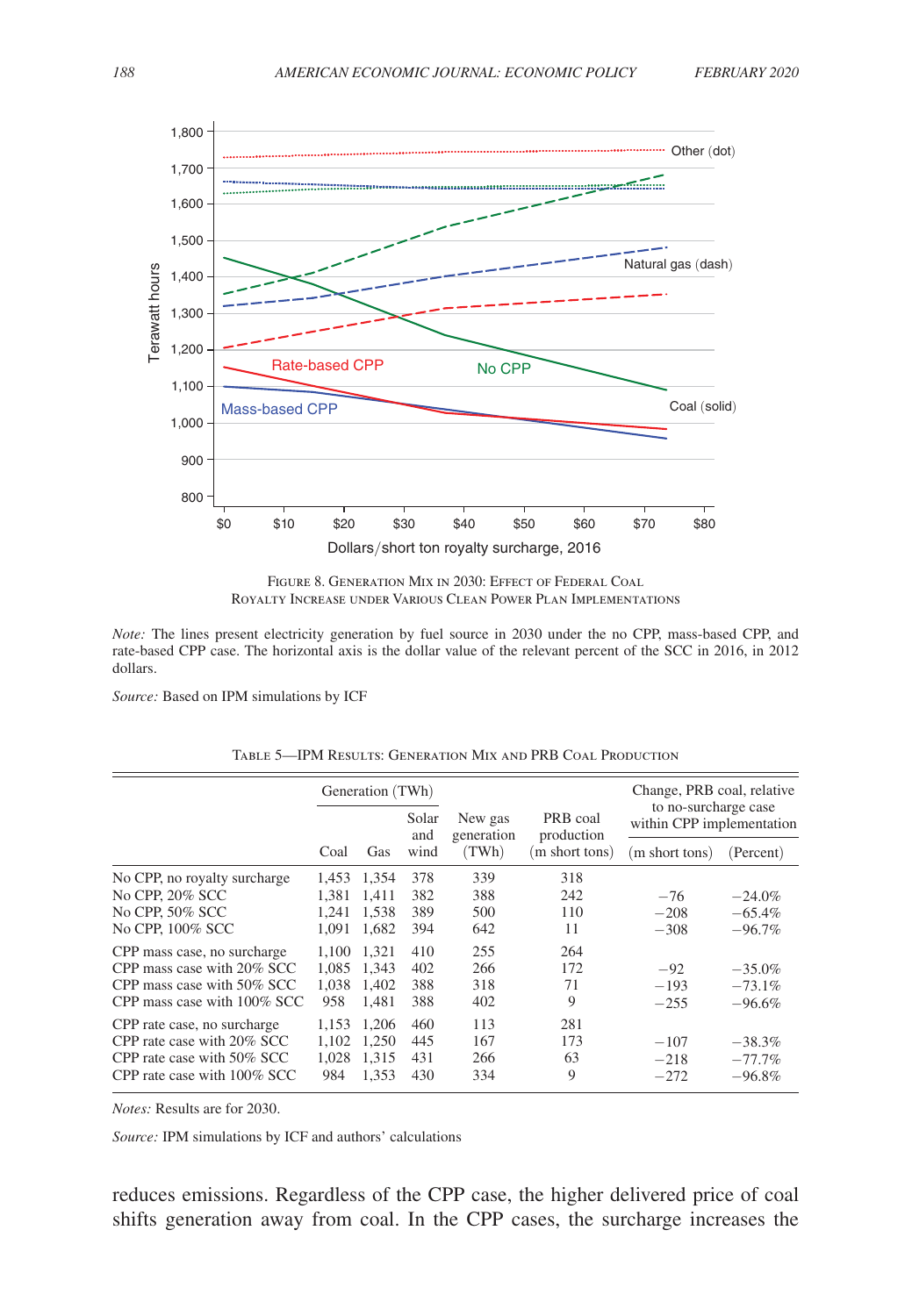Figure 8. Generation Mix in 2030: Effect of Federal Coal Royalty Increase under Various Clean Power Plan Implementations

*Note:* The lines present electricity generation by fuel source in 2030 under the no CPP, mass-based CPP, and rate-based CPP case. The horizontal axis is the dollar value of the relevant percent of the SCC in 2016, in 2012 dollars.

*Source:* Based on IPM simulations by ICF

Table 5—IPM Results: Generation Mix and PRB Coal Production

| | Generation (TWh) | | | New gas generation (TWh) | PRB coal production (m short tons) | Change, PRB coal, relative to no-surcharge case within CPP implementation | |
|---|---|---|---|---|---|---|---|
| | Coal | Gas | Solar and wind | | | (m short tons) | (Percent) |
| No CPP, no royalty surcharge | 1,453 | 1,354 | 378 | 339 | 318 | | |
| No CPP, 20% SCC | 1,381 | 1,411 | 382 | 388 | 242 | −76 | −24.0% |
| No CPP, 50% SCC | 1,241 | 1,538 | 389 | 500 | 110 | −208 | −65.4% |
| No CPP, 100% SCC | 1,091 | 1,682 | 394 | 642 | 11 | −308 | −96.7% |
| CPP mass case, no surcharge | 1,100 | 1,321 | 410 | 255 | 264 | | |
| CPP mass case with 20% SCC | 1,085 | 1,343 | 402 | 266 | 172 | −92 | −35.0% |
| CPP mass case with 50% SCC | 1,038 | 1,402 | 388 | 318 | 71 | −193 | −73.1% |
| CPP mass case with 100% SCC | 958 | 1,481 | 388 | 402 | 9 | −255 | −96.6% |
| CPP rate case, no surcharge | 1,153 | 1,206 | 460 | 113 | 281 | | |
| CPP rate case with 20% SCC | 1,102 | 1,250 | 445 | 167 | 173 | −107 | −38.3% |
| CPP rate case with 50% SCC | 1,028 | 1,315 | 431 | 266 | 63 | −218 | −77.7% |
| CPP rate case with 100% SCC | 984 | 1,353 | 430 | 334 | 9 | −272 | −96.8% |

*Notes:* Results are for 2030.

*Source:* IPM simulations by ICF and authors' calculations

reduces emissions. Regardless of the CPP case, the higher delivered price of coal shifts generation away from coal. In the CPP cases, the surcharge increases the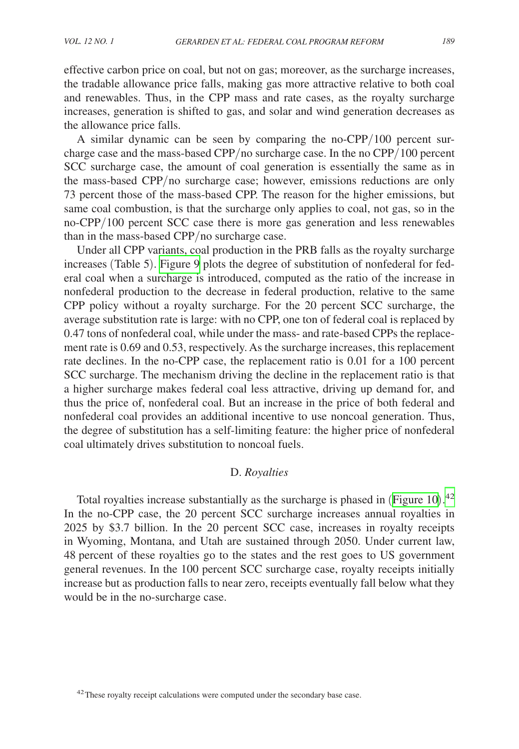effective carbon price on coal, but not on gas; moreover, as the surcharge increases, the tradable allowance price falls, making gas more attractive relative to both coal and renewables. Thus, in the CPP mass and rate cases, as the royalty surcharge increases, generation is shifted to gas, and solar and wind generation decreases as the allowance price falls.

A similar dynamic can be seen by comparing the no-CPP/100 percent surcharge case and the mass-based CPP/no surcharge case. In the no CPP/100 percent SCC surcharge case, the amount of coal generation is essentially the same as in the mass-based CPP/no surcharge case; however, emissions reductions are only 73 percent those of the mass-based CPP. The reason for the higher emissions, but same coal combustion, is that the surcharge only applies to coal, not gas, so in the no-CPP/100 percent SCC case there is more gas generation and less renewables than in the mass-based CPP/no surcharge case.

Under all CPP variants, coal production in the PRB falls as the royalty surcharge increases (Table 5). Figure 9 plots the degree of substitution of nonfederal for federal coal when a surcharge is introduced, computed as the ratio of the increase in nonfederal production to the decrease in federal production, relative to the same CPP policy without a royalty surcharge. For the 20 percent SCC surcharge, the average substitution rate is large: with no CPP, one ton of federal coal is replaced by 0.47 tons of nonfederal coal, while under the mass- and rate-based CPPs the replacement rate is 0.69 and 0.53, respectively. As the surcharge increases, this replacement rate declines. In the no-CPP case, the replacement ratio is 0.01 for a 100 percent SCC surcharge. The mechanism driving the decline in the replacement ratio is that a higher surcharge makes federal coal less attractive, driving up demand for, and thus the price of, nonfederal coal. But an increase in the price of both federal and nonfederal coal provides an additional incentive to use noncoal generation. Thus, the degree of substitution has a self-limiting feature: the higher price of nonfederal coal ultimately drives substitution to noncoal fuels.

### D. *Royalties*

Total royalties increase substantially as the surcharge is phased in (Figure 10).[42] In the no-CPP case, the 20 percent SCC surcharge increases annual royalties in 2025 by \$3.7 billion. In the 20 percent SCC case, increases in royalty receipts in Wyoming, Montana, and Utah are sustained through 2050. Under current law, 48 percent of these royalties go to the states and the rest goes to US government general revenues. In the 100 percent SCC surcharge case, royalty receipts initially increase but as production falls to near zero, receipts eventually fall below what they would be in the no-surcharge case.

[42] These royalty receipt calculations were computed under the secondary base case.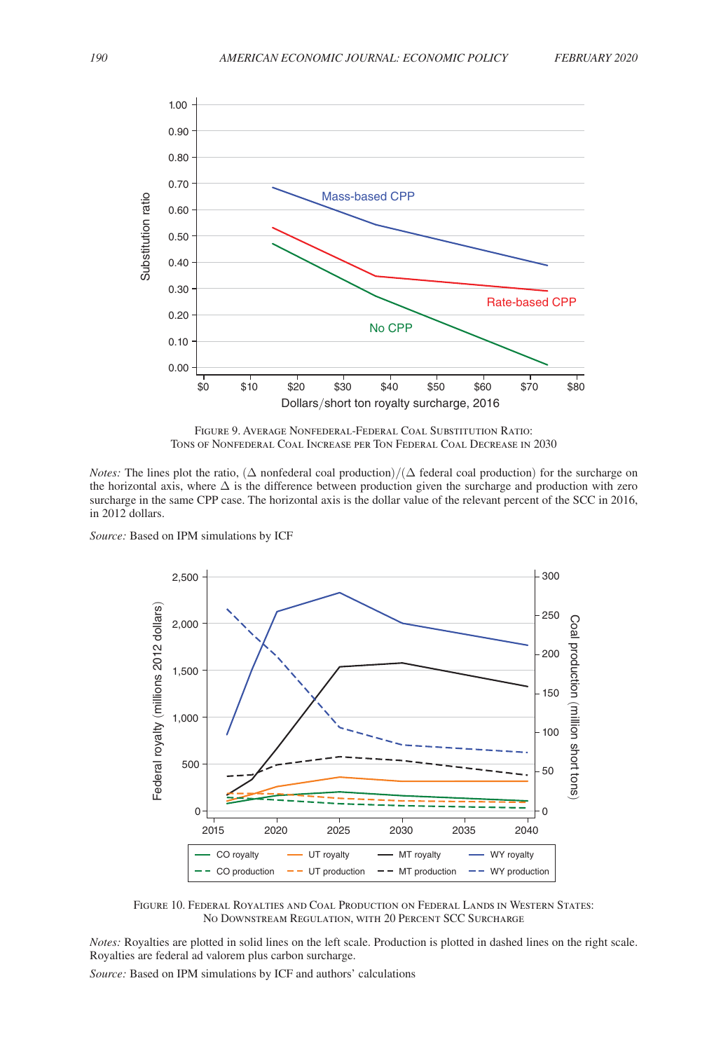Figure 9. Average Nonfederal-Federal Coal Substitution Ratio: Tons of Nonfederal Coal Increase per Ton Federal Coal Decrease in 2030

*Notes:* The lines plot the ratio, (Δ nonfederal coal production)/(Δ federal coal production) for the surcharge on the horizontal axis, where Δ is the difference between production given the surcharge and production with zero surcharge in the same CPP case. The horizontal axis is the dollar value of the relevant percent of the SCC in 2016, in 2012 dollars.

*Source:* Based on IPM simulations by ICF

Figure 10. Federal Royalties and Coal Production on Federal Lands in Western States: No Downstream Regulation, with 20 Percent SCC Surcharge

*Notes:* Royalties are plotted in solid lines on the left scale. Production is plotted in dashed lines on the right scale. Royalties are federal ad valorem plus carbon surcharge.

*Source:* Based on IPM simulations by ICF and authors' calculations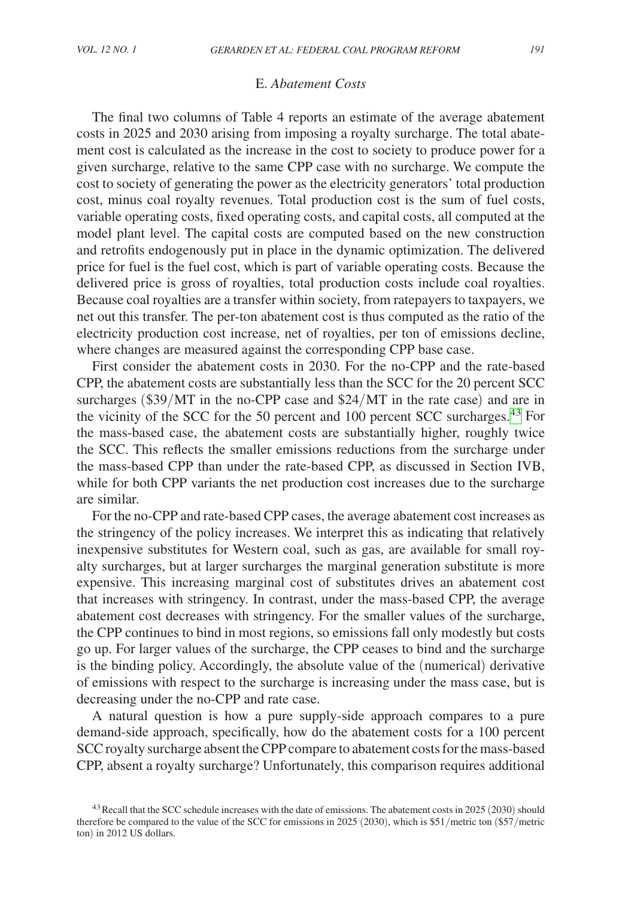### E. *Abatement Costs*

The final two columns of Table 4 reports an estimate of the average abatement costs in 2025 and 2030 arising from imposing a royalty surcharge. The total abatement cost is calculated as the increase in the cost to society to produce power for a given surcharge, relative to the same CPP case with no surcharge. We compute the cost to society of generating the power as the electricity generators' total production cost, minus coal royalty revenues. Total production cost is the sum of fuel costs, variable operating costs, fixed operating costs, and capital costs, all computed at the model plant level. The capital costs are computed based on the new construction and retrofits endogenously put in place in the dynamic optimization. The delivered price for fuel is the fuel cost, which is part of variable operating costs. Because the delivered price is gross of royalties, total production costs include coal royalties. Because coal royalties are a transfer within society, from ratepayers to taxpayers, we net out this transfer. The per-ton abatement cost is thus computed as the ratio of the electricity production cost increase, net of royalties, per ton of emissions decline, where changes are measured against the corresponding CPP base case.

First consider the abatement costs in 2030. For the no-CPP and the rate-based CPP, the abatement costs are substantially less than the SCC for the 20 percent SCC surcharges (\$39/MT in the no-CPP case and \$24/MT in the rate case) and are in the vicinity of the SCC for the 50 percent and 100 percent SCC surcharges.[43] For the mass-based case, the abatement costs are substantially higher, roughly twice the SCC. This reflects the smaller emissions reductions from the surcharge under the mass-based CPP than under the rate-based CPP, as discussed in Section IVB, while for both CPP variants the net production cost increases due to the surcharge are similar.

For the no-CPP and rate-based CPP cases, the average abatement cost increases as the stringency of the policy increases. We interpret this as indicating that relatively inexpensive substitutes for Western coal, such as gas, are available for small royalty surcharges, but at larger surcharges the marginal generation substitute is more expensive. This increasing marginal cost of substitutes drives an abatement cost that increases with stringency. In contrast, under the mass-based CPP, the average abatement cost decreases with stringency. For the smaller values of the surcharge, the CPP continues to bind in most regions, so emissions fall only modestly but costs go up. For larger values of the surcharge, the CPP ceases to bind and the surcharge is the binding policy. Accordingly, the absolute value of the (numerical) derivative of emissions with respect to the surcharge is increasing under the mass case, but is decreasing under the no-CPP and rate case.

A natural question is how a pure supply-side approach compares to a pure demand-side approach, specifically, how do the abatement costs for a 100 percent SCC royalty surcharge absent the CPP compare to abatement costs for the mass-based CPP, absent a royalty surcharge? Unfortunately, this comparison requires additional

[43] Recall that the SCC schedule increases with the date of emissions. The abatement costs in 2025 (2030) should therefore be compared to the value of the SCC for emissions in 2025 (2030), which is \$51/metric ton (\$57/metric ton) in 2012 US dollars.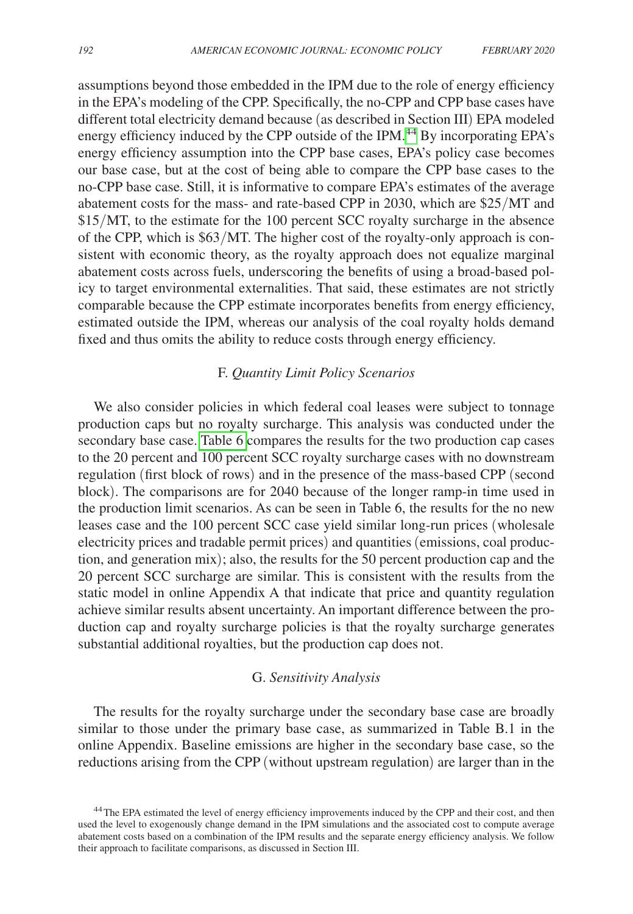assumptions beyond those embedded in the IPM due to the role of energy efficiency in the EPA's modeling of the CPP. Specifically, the no-CPP and CPP base cases have different total electricity demand because (as described in Section III) EPA modeled energy efficiency induced by the CPP outside of the IPM.[44] By incorporating EPA's energy efficiency assumption into the CPP base cases, EPA's policy case becomes our base case, but at the cost of being able to compare the CPP base cases to the no-CPP base case. Still, it is informative to compare EPA's estimates of the average abatement costs for the mass- and rate-based CPP in 2030, which are \$25/MT and \$15/MT, to the estimate for the 100 percent SCC royalty surcharge in the absence of the CPP, which is \$63/MT. The higher cost of the royalty-only approach is consistent with economic theory, as the royalty approach does not equalize marginal abatement costs across fuels, underscoring the benefits of using a broad-based policy to target environmental externalities. That said, these estimates are not strictly comparable because the CPP estimate incorporates benefits from energy efficiency, estimated outside the IPM, whereas our analysis of the coal royalty holds demand fixed and thus omits the ability to reduce costs through energy efficiency.

### F. *Quantity Limit Policy Scenarios*

We also consider policies in which federal coal leases were subject to tonnage production caps but no royalty surcharge. This analysis was conducted under the secondary base case. Table 6 compares the results for the two production cap cases to the 20 percent and 100 percent SCC royalty surcharge cases with no downstream regulation (first block of rows) and in the presence of the mass-based CPP (second block). The comparisons are for 2040 because of the longer ramp-in time used in the production limit scenarios. As can be seen in Table 6, the results for the no new leases case and the 100 percent SCC case yield similar long-run prices (wholesale electricity prices and tradable permit prices) and quantities (emissions, coal production, and generation mix); also, the results for the 50 percent production cap and the 20 percent SCC surcharge are similar. This is consistent with the results from the static model in online Appendix A that indicate that price and quantity regulation achieve similar results absent uncertainty. An important difference between the production cap and royalty surcharge policies is that the royalty surcharge generates substantial additional royalties, but the production cap does not.

### G. *Sensitivity Analysis*

The results for the royalty surcharge under the secondary base case are broadly similar to those under the primary base case, as summarized in Table B.1 in the online Appendix. Baseline emissions are higher in the secondary base case, so the reductions arising from the CPP (without upstream regulation) are larger than in the

[44] The EPA estimated the level of energy efficiency improvements induced by the CPP and their cost, and then used the level to exogenously change demand in the IPM simulations and the associated cost to compute average abatement costs based on a combination of the IPM results and the separate energy efficiency analysis. We follow their approach to facilitate comparisons, as discussed in Section III.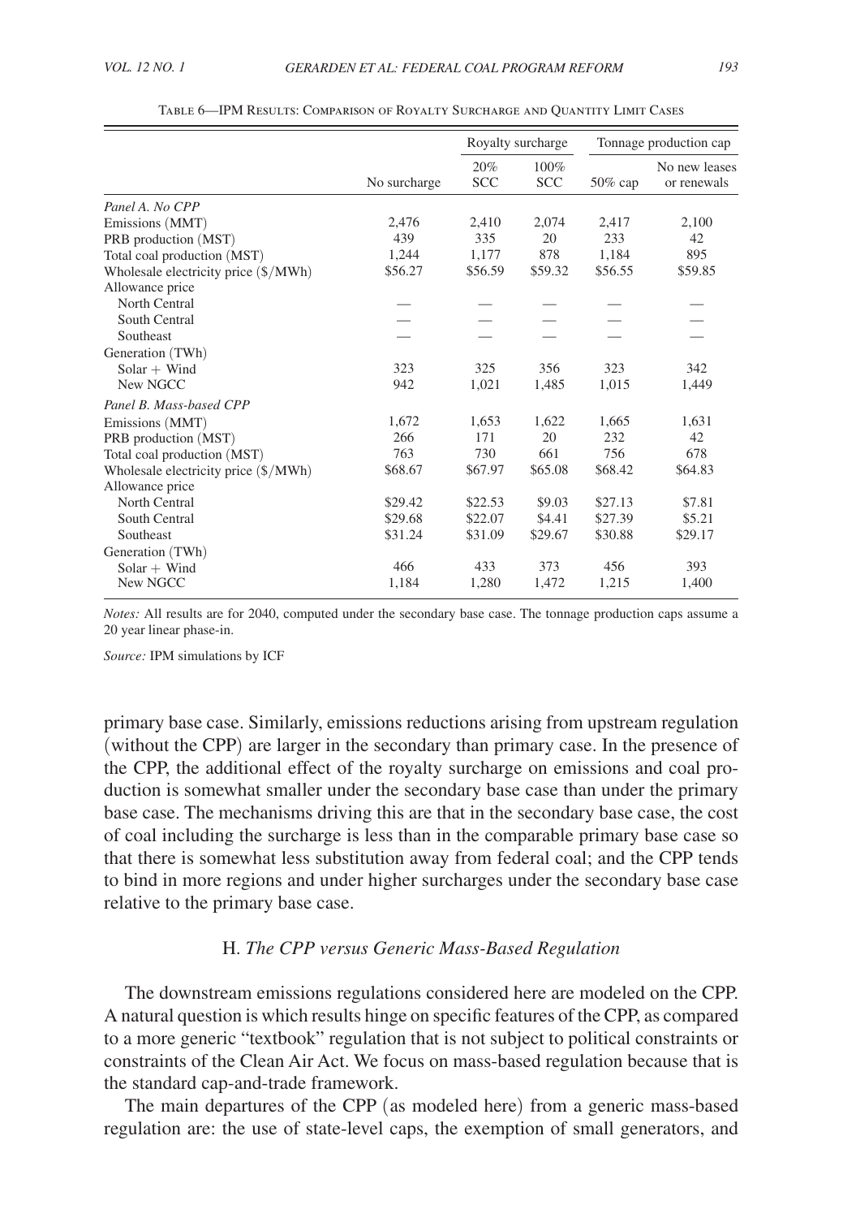Table 6—IPM Results: Comparison of Royalty Surcharge and Quantity Limit Cases

| | | Royalty surcharge | | Tonnage production cap | |
|---|---|---|---|---|---|
| | No surcharge | 20% SCC | 100% SCC | 50% cap | No new leases or renewals |
| *Panel A. No CPP* | | | | | |
| Emissions (MMT) | 2,476 | 2,410 | 2,074 | 2,417 | 2,100 |
| PRB production (MST) | 439 | 335 | 20 | 233 | 42 |
| Total coal production (MST) | 1,244 | 1,177 | 878 | 1,184 | 895 |
| Wholesale electricity price ($/MWh) | $56.27 | $56.59 | $59.32 | $56.55 | $59.85 |
| Allowance price | | | | | |
| North Central | — | — | — | — | — |
| South Central | — | — | — | — | — |
| Southeast | — | — | — | — | — |
| Generation (TWh) | | | | | |
| Solar + Wind | 323 | 325 | 356 | 323 | 342 |
| New NGCC | 942 | 1,021 | 1,485 | 1,015 | 1,449 |
| *Panel B. Mass-based CPP* | | | | | |
| Emissions (MMT) | 1,672 | 1,653 | 1,622 | 1,665 | 1,631 |
| PRB production (MST) | 266 | 171 | 20 | 232 | 42 |
| Total coal production (MST) | 763 | 730 | 661 | 756 | 678 |
| Wholesale electricity price ($/MWh) | $68.67 | $67.97 | $65.08 | $68.42 | $64.83 |
| Allowance price | | | | | |
| North Central | $29.42 | $22.53 | $9.03 | $27.13 | $7.81 |
| South Central | $29.68 | $22.07 | $4.41 | $27.39 | $5.21 |
| Southeast | $31.24 | $31.09 | $29.67 | $30.88 | $29.17 |
| Generation (TWh) | | | | | |
| Solar + Wind | 466 | 433 | 373 | 456 | 393 |
| New NGCC | 1,184 | 1,280 | 1,472 | 1,215 | 1,400 |

*Notes:* All results are for 2040, computed under the secondary base case. The tonnage production caps assume a 20 year linear phase-in.

*Source:* IPM simulations by ICF

primary base case. Similarly, emissions reductions arising from upstream regulation (without the CPP) are larger in the secondary than primary case. In the presence of the CPP, the additional effect of the royalty surcharge on emissions and coal production is somewhat smaller under the secondary base case than under the primary base case. The mechanisms driving this are that in the secondary base case, the cost of coal including the surcharge is less than in the comparable primary base case so that there is somewhat less substitution away from federal coal; and the CPP tends to bind in more regions and under higher surcharges under the secondary base case relative to the primary base case.

### H. *The CPP versus Generic Mass-Based Regulation*

The downstream emissions regulations considered here are modeled on the CPP. A natural question is which results hinge on specific features of the CPP, as compared to a more generic "textbook" regulation that is not subject to political constraints or constraints of the Clean Air Act. We focus on mass-based regulation because that is the standard cap-and-trade framework.

The main departures of the CPP (as modeled here) from a generic mass-based regulation are: the use of state-level caps, the exemption of small generators, and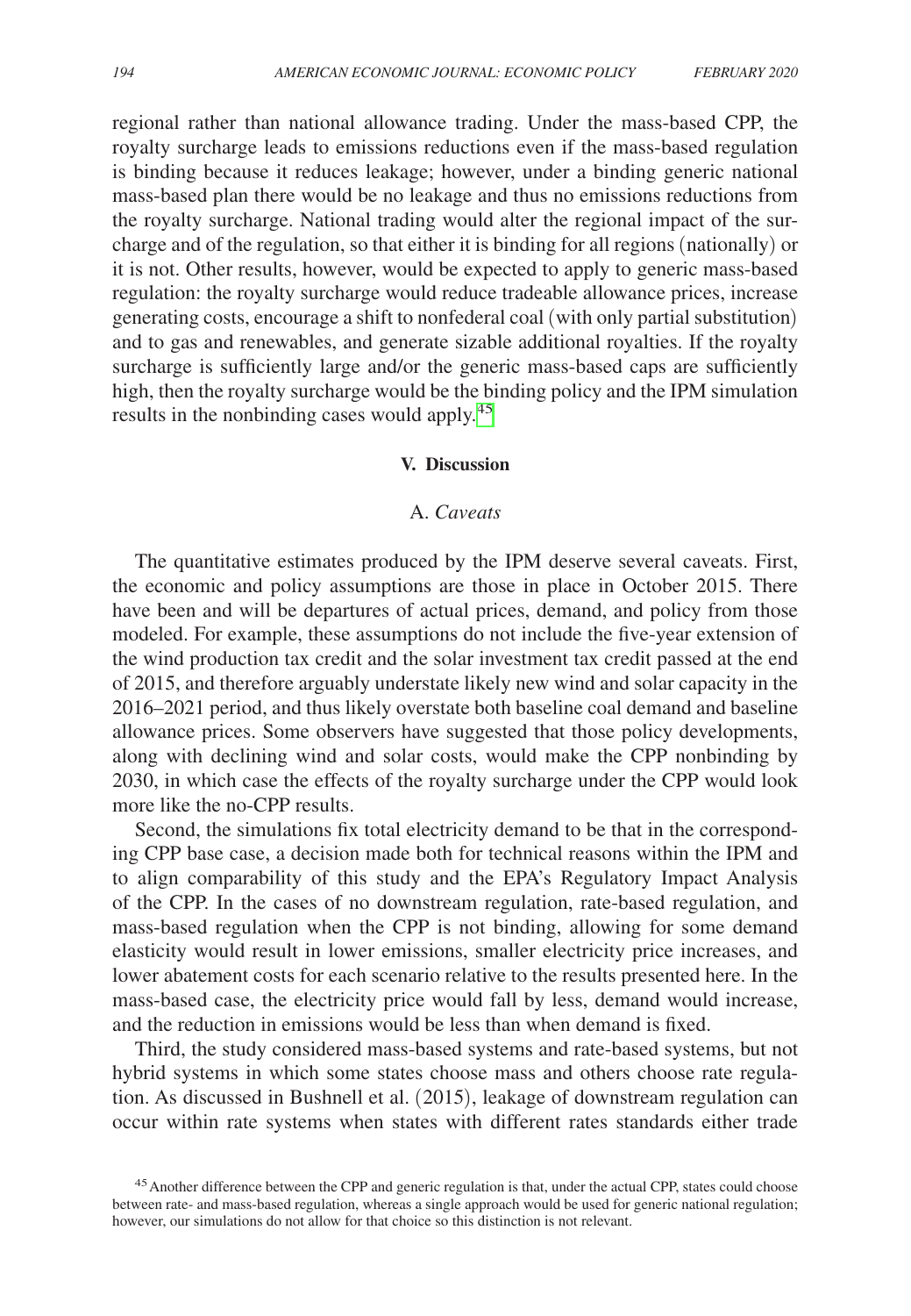regional rather than national allowance trading. Under the mass-based CPP, the royalty surcharge leads to emissions reductions even if the mass-based regulation is binding because it reduces leakage; however, under a binding generic national mass-based plan there would be no leakage and thus no emissions reductions from the royalty surcharge. National trading would alter the regional impact of the surcharge and of the regulation, so that either it is binding for all regions (nationally) or it is not. Other results, however, would be expected to apply to generic mass-based regulation: the royalty surcharge would reduce tradeable allowance prices, increase generating costs, encourage a shift to nonfederal coal (with only partial substitution) and to gas and renewables, and generate sizable additional royalties. If the royalty surcharge is sufficiently large and/or the generic mass-based caps are sufficiently high, then the royalty surcharge would be the binding policy and the IPM simulation results in the nonbinding cases would apply.[45]

## V. Discussion

### A. *Caveats*

The quantitative estimates produced by the IPM deserve several caveats. First, the economic and policy assumptions are those in place in October 2015. There have been and will be departures of actual prices, demand, and policy from those modeled. For example, these assumptions do not include the five-year extension of the wind production tax credit and the solar investment tax credit passed at the end of 2015, and therefore arguably understate likely new wind and solar capacity in the 2016–2021 period, and thus likely overstate both baseline coal demand and baseline allowance prices. Some observers have suggested that those policy developments, along with declining wind and solar costs, would make the CPP nonbinding by 2030, in which case the effects of the royalty surcharge under the CPP would look more like the no-CPP results.

Second, the simulations fix total electricity demand to be that in the corresponding CPP base case, a decision made both for technical reasons within the IPM and to align comparability of this study and the EPA's Regulatory Impact Analysis of the CPP. In the cases of no downstream regulation, rate-based regulation, and mass-based regulation when the CPP is not binding, allowing for some demand elasticity would result in lower emissions, smaller electricity price increases, and lower abatement costs for each scenario relative to the results presented here. In the mass-based case, the electricity price would fall by less, demand would increase, and the reduction in emissions would be less than when demand is fixed.

Third, the study considered mass-based systems and rate-based systems, but not hybrid systems in which some states choose mass and others choose rate regulation. As discussed in Bushnell et al. (2015), leakage of downstream regulation can occur within rate systems when states with different rates standards either trade

[45] Another difference between the CPP and generic regulation is that, under the actual CPP, states could choose between rate- and mass-based regulation, whereas a single approach would be used for generic national regulation; however, our simulations do not allow for that choice so this distinction is not relevant.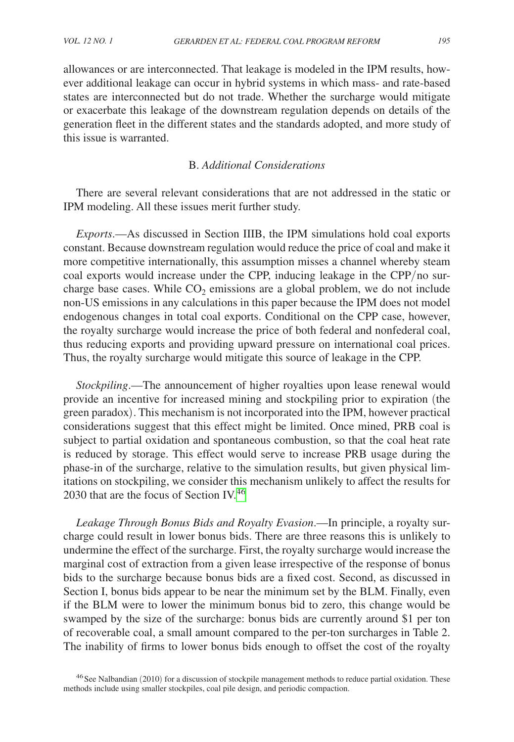allowances or are interconnected. That leakage is modeled in the IPM results, however additional leakage can occur in hybrid systems in which mass- and rate-based states are interconnected but do not trade. Whether the surcharge would mitigate or exacerbate this leakage of the downstream regulation depends on details of the generation fleet in the different states and the standards adopted, and more study of this issue is warranted.

### B. *Additional Considerations*

There are several relevant considerations that are not addressed in the static or IPM modeling. All these issues merit further study.

*Exports*.—As discussed in Section IIIB, the IPM simulations hold coal exports constant. Because downstream regulation would reduce the price of coal and make it more competitive internationally, this assumption misses a channel whereby steam coal exports would increase under the CPP, inducing leakage in the CPP/no surcharge base cases. While $CO_2$ emissions are a global problem, we do not include non-US emissions in any calculations in this paper because the IPM does not model endogenous changes in total coal exports. Conditional on the CPP case, however, the royalty surcharge would increase the price of both federal and nonfederal coal, thus reducing exports and providing upward pressure on international coal prices. Thus, the royalty surcharge would mitigate this source of leakage in the CPP.

*Stockpiling*.—The announcement of higher royalties upon lease renewal would provide an incentive for increased mining and stockpiling prior to expiration (the green paradox). This mechanism is not incorporated into the IPM, however practical considerations suggest that this effect might be limited. Once mined, PRB coal is subject to partial oxidation and spontaneous combustion, so that the coal heat rate is reduced by storage. This effect would serve to increase PRB usage during the phase-in of the surcharge, relative to the simulation results, but given physical limitations on stockpiling, we consider this mechanism unlikely to affect the results for 2030 that are the focus of Section IV.[46]

*Leakage Through Bonus Bids and Royalty Evasion*.—In principle, a royalty surcharge could result in lower bonus bids. There are three reasons this is unlikely to undermine the effect of the surcharge. First, the royalty surcharge would increase the marginal cost of extraction from a given lease irrespective of the response of bonus bids to the surcharge because bonus bids are a fixed cost. Second, as discussed in Section I, bonus bids appear to be near the minimum set by the BLM. Finally, even if the BLM were to lower the minimum bonus bid to zero, this change would be swamped by the size of the surcharge: bonus bids are currently around \$1 per ton of recoverable coal, a small amount compared to the per-ton surcharges in Table 2. The inability of firms to lower bonus bids enough to offset the cost of the royalty

[46] See Nalbandian (2010) for a discussion of stockpile management methods to reduce partial oxidation. These methods include using smaller stockpiles, coal pile design, and periodic compaction.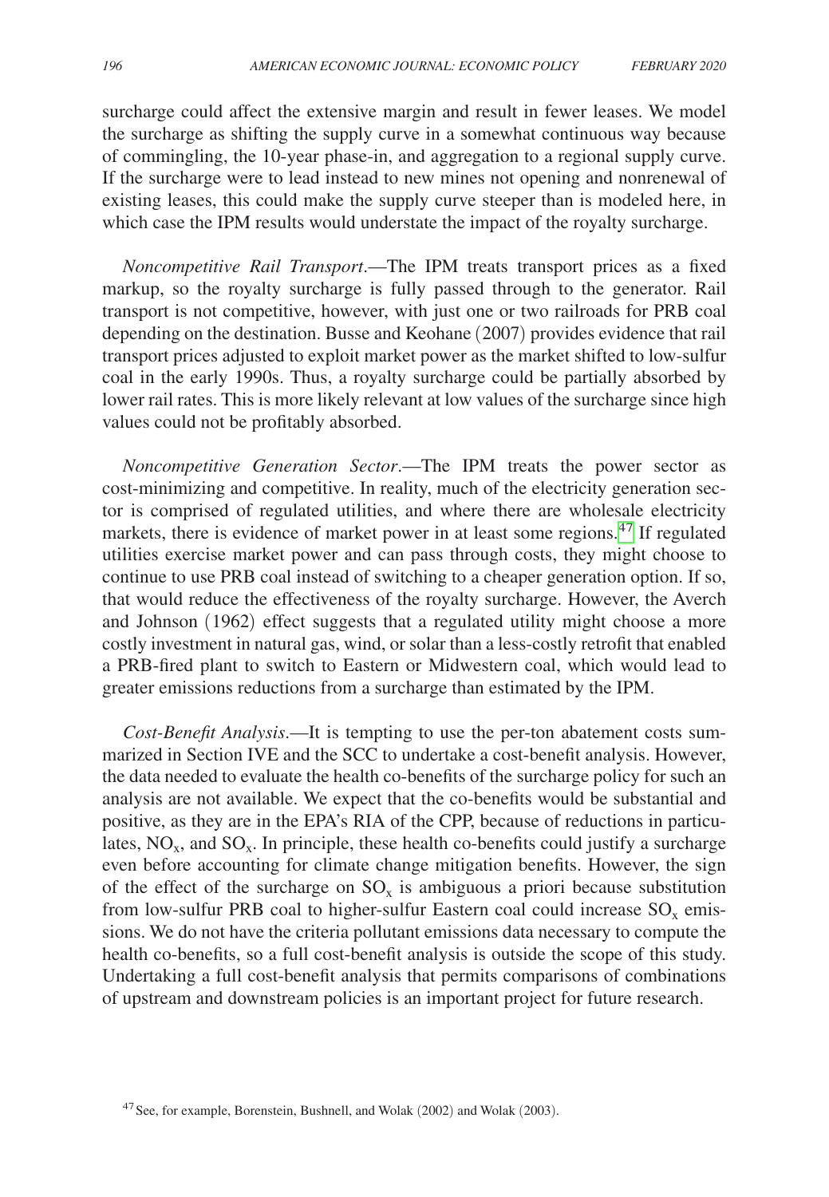surcharge could affect the extensive margin and result in fewer leases. We model the surcharge as shifting the supply curve in a somewhat continuous way because of commingling, the 10-year phase-in, and aggregation to a regional supply curve. If the surcharge were to lead instead to new mines not opening and nonrenewal of existing leases, this could make the supply curve steeper than is modeled here, in which case the IPM results would understate the impact of the royalty surcharge.

*Noncompetitive Rail Transport*.—The IPM treats transport prices as a fixed markup, so the royalty surcharge is fully passed through to the generator. Rail transport is not competitive, however, with just one or two railroads for PRB coal depending on the destination. Busse and Keohane (2007) provides evidence that rail transport prices adjusted to exploit market power as the market shifted to low-sulfur coal in the early 1990s. Thus, a royalty surcharge could be partially absorbed by lower rail rates. This is more likely relevant at low values of the surcharge since high values could not be profitably absorbed.

*Noncompetitive Generation Sector*.—The IPM treats the power sector as cost-minimizing and competitive. In reality, much of the electricity generation sector is comprised of regulated utilities, and where there are wholesale electricity markets, there is evidence of market power in at least some regions.[47] If regulated utilities exercise market power and can pass through costs, they might choose to continue to use PRB coal instead of switching to a cheaper generation option. If so, that would reduce the effectiveness of the royalty surcharge. However, the Averch and Johnson (1962) effect suggests that a regulated utility might choose a more costly investment in natural gas, wind, or solar than a less-costly retrofit that enabled a PRB-fired plant to switch to Eastern or Midwestern coal, which would lead to greater emissions reductions from a surcharge than estimated by the IPM.

*Cost-Benefit Analysis*.—It is tempting to use the per-ton abatement costs summarized in Section IVE and the SCC to undertake a cost-benefit analysis. However, the data needed to evaluate the health co-benefits of the surcharge policy for such an analysis are not available. We expect that the co-benefits would be substantial and positive, as they are in the EPA's RIA of the CPP, because of reductions in particulates, $NO_x$, and $SO_x$. In principle, these health co-benefits could justify a surcharge even before accounting for climate change mitigation benefits. However, the sign of the effect of the surcharge on $SO_x$ is ambiguous a priori because substitution from low-sulfur PRB coal to higher-sulfur Eastern coal could increase $SO_x$ emissions. We do not have the criteria pollutant emissions data necessary to compute the health co-benefits, so a full cost-benefit analysis is outside the scope of this study. Undertaking a full cost-benefit analysis that permits comparisons of combinations of upstream and downstream policies is an important project for future research.

[47] See, for example, Borenstein, Bushnell, and Wolak (2002) and Wolak (2003).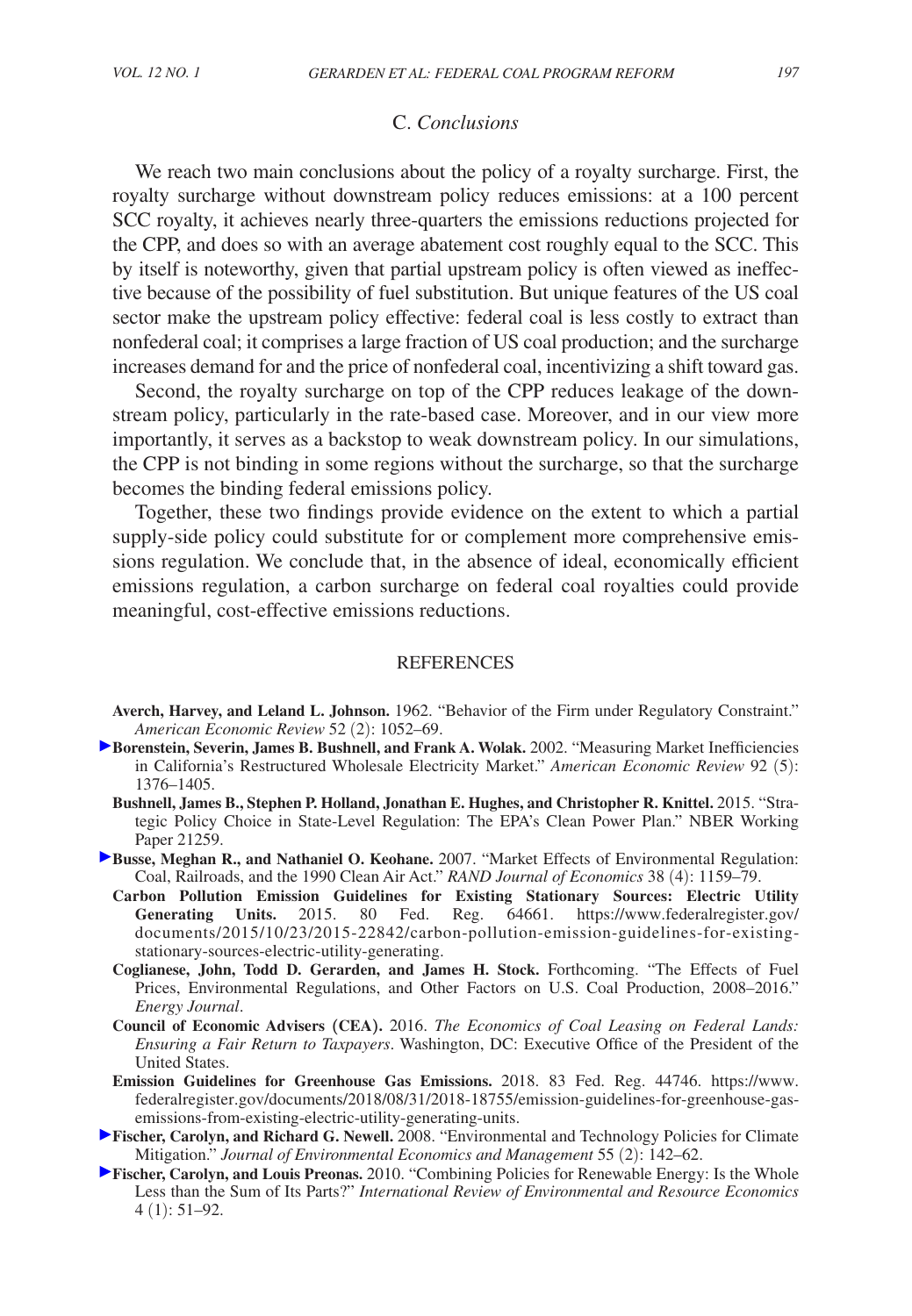### C. *Conclusions*

We reach two main conclusions about the policy of a royalty surcharge. First, the royalty surcharge without downstream policy reduces emissions: at a 100 percent SCC royalty, it achieves nearly three-quarters the emissions reductions projected for the CPP, and does so with an average abatement cost roughly equal to the SCC. This by itself is noteworthy, given that partial upstream policy is often viewed as ineffective because of the possibility of fuel substitution. But unique features of the US coal sector make the upstream policy effective: federal coal is less costly to extract than nonfederal coal; it comprises a large fraction of US coal production; and the surcharge increases demand for and the price of nonfederal coal, incentivizing a shift toward gas.

Second, the royalty surcharge on top of the CPP reduces leakage of the downstream policy, particularly in the rate-based case. Moreover, and in our view more importantly, it serves as a backstop to weak downstream policy. In our simulations, the CPP is not binding in some regions without the surcharge, so that the surcharge becomes the binding federal emissions policy.

Together, these two findings provide evidence on the extent to which a partial supply-side policy could substitute for or complement more comprehensive emissions regulation. We conclude that, in the absence of ideal, economically efficient emissions regulation, a carbon surcharge on federal coal royalties could provide meaningful, cost-effective emissions reductions.

## REFERENCES

**Averch, Harvey, and Leland L. Johnson.** 1962. "Behavior of the Firm under Regulatory Constraint." *American Economic Review* 52 (2): 1052–69.

**Borenstein, Severin, James B. Bushnell, and Frank A. Wolak.** 2002. "Measuring Market Inefficiencies in California's Restructured Wholesale Electricity Market." *American Economic Review* 92 (5): 1376–1405.

**Bushnell, James B., Stephen P. Holland, Jonathan E. Hughes, and Christopher R. Knittel.** 2015. "Strategic Policy Choice in State-Level Regulation: The EPA's Clean Power Plan." NBER Working Paper 21259.

**Busse, Meghan R., and Nathaniel O. Keohane.** 2007. "Market Effects of Environmental Regulation: Coal, Railroads, and the 1990 Clean Air Act." *RAND Journal of Economics* 38 (4): 1159–79.

**Carbon Pollution Emission Guidelines for Existing Stationary Sources: Electric Utility Generating Units.** 2015. 80 Fed. Reg. 64661. https://www.federalregister.gov/documents/2015/10/23/2015-22842/carbon-pollution-emission-guidelines-for-existing-stationary-sources-electric-utility-generating.

**Coglianese, John, Todd D. Gerarden, and James H. Stock.** Forthcoming. "The Effects of Fuel Prices, Environmental Regulations, and Other Factors on U.S. Coal Production, 2008–2016." *Energy Journal*.

**Council of Economic Advisers (CEA).** 2016. *The Economics of Coal Leasing on Federal Lands: Ensuring a Fair Return to Taxpayers*. Washington, DC: Executive Office of the President of the United States.

**Emission Guidelines for Greenhouse Gas Emissions.** 2018. 83 Fed. Reg. 44746. https://www.federalregister.gov/documents/2018/08/31/2018-18755/emission-guidelines-for-greenhouse-gas-emissions-from-existing-electric-utility-generating-units.

**Fischer, Carolyn, and Richard G. Newell.** 2008. "Environmental and Technology Policies for Climate Mitigation." *Journal of Environmental Economics and Management* 55 (2): 142–62.

**Fischer, Carolyn, and Louis Preonas.** 2010. "Combining Policies for Renewable Energy: Is the Whole Less than the Sum of Its Parts?" *International Review of Environmental and Resource Economics* 4 (1): 51–92.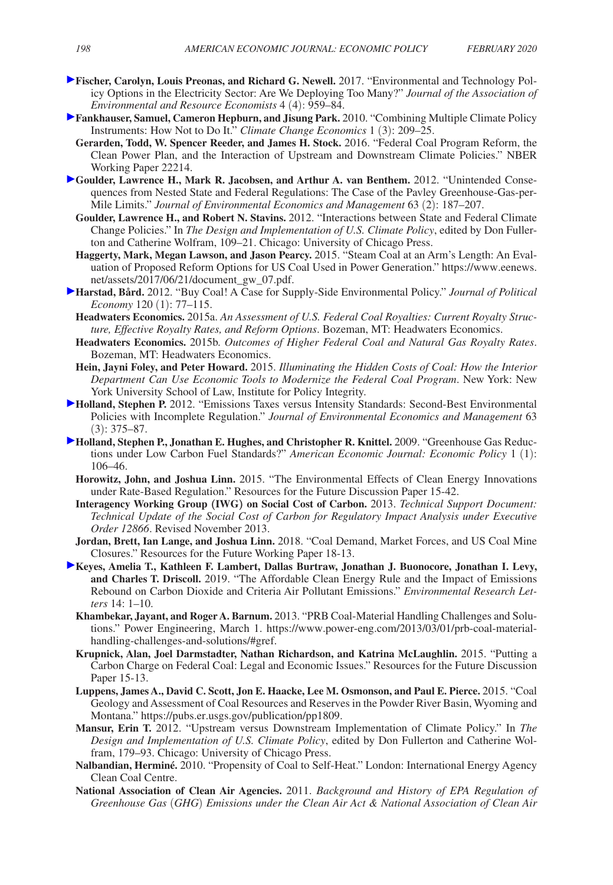**Fischer, Carolyn, Louis Preonas, and Richard G. Newell.** 2017. "Environmental and Technology Policy Options in the Electricity Sector: Are We Deploying Too Many?" *Journal of the Association of Environmental and Resource Economists* 4 (4): 959–84.

**Fankhauser, Samuel, Cameron Hepburn, and Jisung Park.** 2010. "Combining Multiple Climate Policy Instruments: How Not to Do It." *Climate Change Economics* 1 (3): 209–25.

**Gerarden, Todd, W. Spencer Reeder, and James H. Stock.** 2016. "Federal Coal Program Reform, the Clean Power Plan, and the Interaction of Upstream and Downstream Climate Policies." NBER Working Paper 22214.

**Goulder, Lawrence H., Mark R. Jacobsen, and Arthur A. van Benthem.** 2012. "Unintended Consequences from Nested State and Federal Regulations: The Case of the Pavley Greenhouse-Gas-per-Mile Limits." *Journal of Environmental Economics and Management* 63 (2): 187–207.

**Goulder, Lawrence H., and Robert N. Stavins.** 2012. "Interactions between State and Federal Climate Change Policies." In *The Design and Implementation of U.S. Climate Policy*, edited by Don Fullerton and Catherine Wolfram, 109–21. Chicago: University of Chicago Press.

**Haggerty, Mark, Megan Lawson, and Jason Pearcy.** 2015. "Steam Coal at an Arm's Length: An Evaluation of Proposed Reform Options for US Coal Used in Power Generation." https://www.eenews.net/assets/2017/06/21/document_gw_07.pdf.

**Harstad, Bård.** 2012. "Buy Coal! A Case for Supply-Side Environmental Policy." *Journal of Political Economy* 120 (1): 77–115.

**Headwaters Economics.** 2015a. *An Assessment of U.S. Federal Coal Royalties: Current Royalty Structure, Effective Royalty Rates, and Reform Options*. Bozeman, MT: Headwaters Economics.

**Headwaters Economics.** 2015b. *Outcomes of Higher Federal Coal and Natural Gas Royalty Rates*. Bozeman, MT: Headwaters Economics.

**Hein, Jayni Foley, and Peter Howard.** 2015. *Illuminating the Hidden Costs of Coal: How the Interior Department Can Use Economic Tools to Modernize the Federal Coal Program*. New York: New York University School of Law, Institute for Policy Integrity.

**Holland, Stephen P.** 2012. "Emissions Taxes versus Intensity Standards: Second-Best Environmental Policies with Incomplete Regulation." *Journal of Environmental Economics and Management* 63 (3): 375–87.

**Holland, Stephen P., Jonathan E. Hughes, and Christopher R. Knittel.** 2009. "Greenhouse Gas Reductions under Low Carbon Fuel Standards?" *American Economic Journal: Economic Policy* 1 (1): 106–46.

**Horowitz, John, and Joshua Linn.** 2015. "The Environmental Effects of Clean Energy Innovations under Rate-Based Regulation." Resources for the Future Discussion Paper 15-42.

**Interagency Working Group (IWG) on Social Cost of Carbon.** 2013. *Technical Support Document: Technical Update of the Social Cost of Carbon for Regulatory Impact Analysis under Executive Order 12866*. Revised November 2013.

**Jordan, Brett, Ian Lange, and Joshua Linn.** 2018. "Coal Demand, Market Forces, and US Coal Mine Closures." Resources for the Future Working Paper 18-13.

**Keyes, Amelia T., Kathleen F. Lambert, Dallas Burtraw, Jonathan J. Buonocore, Jonathan I. Levy, and Charles T. Driscoll.** 2019. "The Affordable Clean Energy Rule and the Impact of Emissions Rebound on Carbon Dioxide and Criteria Air Pollutant Emissions." *Environmental Research Letters* 14: 1–10.

**Khambekar, Jayant, and Roger A. Barnum.** 2013. "PRB Coal-Material Handling Challenges and Solutions." Power Engineering, March 1. https://www.power-eng.com/2013/03/01/prb-coal-material-handling-challenges-and-solutions/#gref.

**Krupnick, Alan, Joel Darmstadter, Nathan Richardson, and Katrina McLaughlin.** 2015. "Putting a Carbon Charge on Federal Coal: Legal and Economic Issues." Resources for the Future Discussion Paper 15-13.

**Luppens, James A., David C. Scott, Jon E. Haacke, Lee M. Osmonson, and Paul E. Pierce.** 2015. "Coal Geology and Assessment of Coal Resources and Reserves in the Powder River Basin, Wyoming and Montana." https://pubs.er.usgs.gov/publication/pp1809.

**Mansur, Erin T.** 2012. "Upstream versus Downstream Implementation of Climate Policy." In *The Design and Implementation of U.S. Climate Policy*, edited by Don Fullerton and Catherine Wolfram, 179–93. Chicago: University of Chicago Press.

**Nalbandian, Herminé.** 2010. "Propensity of Coal to Self-Heat." London: International Energy Agency Clean Coal Centre.

**National Association of Clean Air Agencies.** 2011. *Background and History of EPA Regulation of Greenhouse Gas (GHG) Emissions under the Clean Air Act & National Association of Clean Air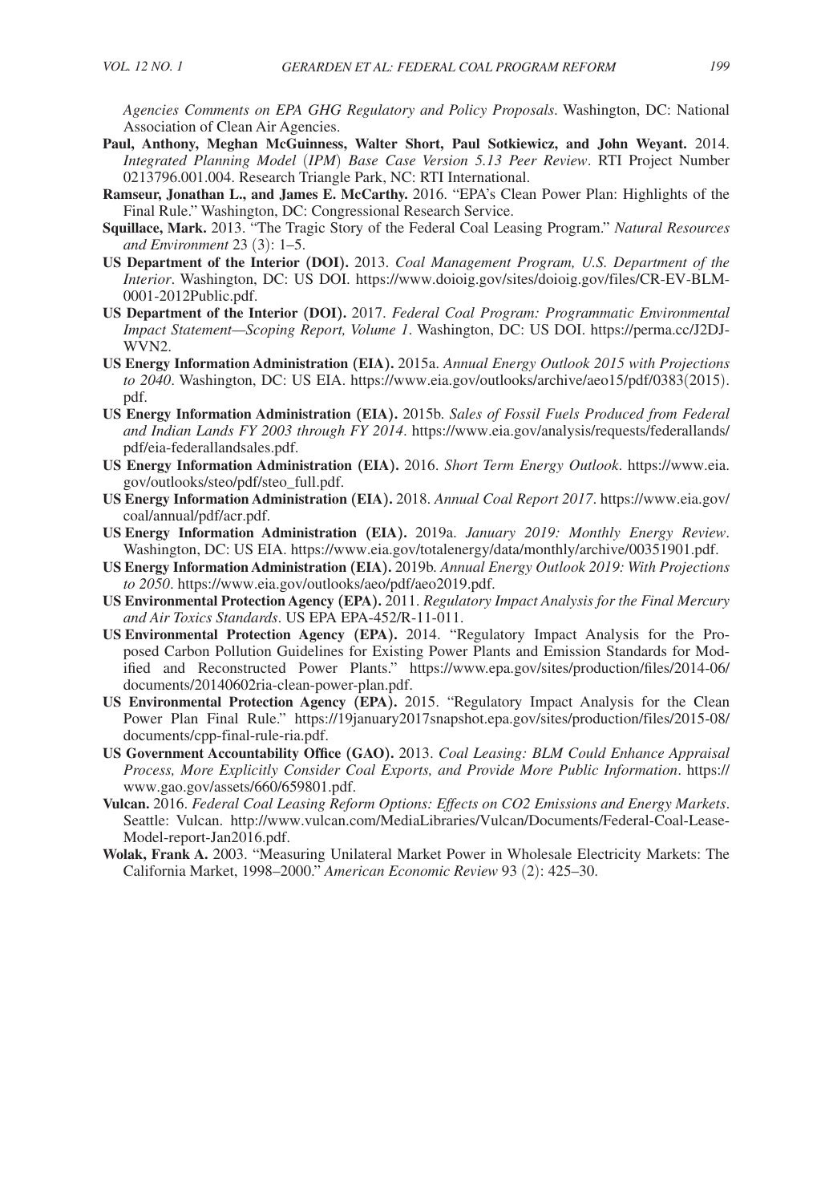*Agencies Comments on EPA GHG Regulatory and Policy Proposals*. Washington, DC: National Association of Clean Air Agencies.

**Paul, Anthony, Meghan McGuinness, Walter Short, Paul Sotkiewicz, and John Weyant.** 2014. *Integrated Planning Model (IPM) Base Case Version 5.13 Peer Review*. RTI Project Number 0213796.001.004. Research Triangle Park, NC: RTI International.

**Ramseur, Jonathan L., and James E. McCarthy.** 2016. "EPA's Clean Power Plan: Highlights of the Final Rule." Washington, DC: Congressional Research Service.

**Squillace, Mark.** 2013. "The Tragic Story of the Federal Coal Leasing Program." *Natural Resources and Environment* 23 (3): 1–5.

**US Department of the Interior (DOI).** 2013. *Coal Management Program, U.S. Department of the Interior*. Washington, DC: US DOI. https://www.doioig.gov/sites/doioig.gov/files/CR-EV-BLM-0001-2012Public.pdf.

**US Department of the Interior (DOI).** 2017. *Federal Coal Program: Programmatic Environmental Impact Statement—Scoping Report, Volume 1*. Washington, DC: US DOI. https://perma.cc/J2DJ-WVN2.

**US Energy Information Administration (EIA).** 2015a. *Annual Energy Outlook 2015 with Projections to 2040*. Washington, DC: US EIA. https://www.eia.gov/outlooks/archive/aeo15/pdf/0383(2015).pdf.

**US Energy Information Administration (EIA).** 2015b. *Sales of Fossil Fuels Produced from Federal and Indian Lands FY 2003 through FY 2014*. https://www.eia.gov/analysis/requests/federallands/pdf/eia-federallandsales.pdf.

**US Energy Information Administration (EIA).** 2016. *Short Term Energy Outlook*. https://www.eia.gov/outlooks/steo/pdf/steo_full.pdf.

**US Energy Information Administration (EIA).** 2018. *Annual Coal Report 2017*. https://www.eia.gov/coal/annual/pdf/acr.pdf.

**US Energy Information Administration (EIA).** 2019a. *January 2019: Monthly Energy Review*. Washington, DC: US EIA. https://www.eia.gov/totalenergy/data/monthly/archive/00351901.pdf.

**US Energy Information Administration (EIA).** 2019b. *Annual Energy Outlook 2019: With Projections to 2050*. https://www.eia.gov/outlooks/aeo/pdf/aeo2019.pdf.

**US Environmental Protection Agency (EPA).** 2011. *Regulatory Impact Analysis for the Final Mercury and Air Toxics Standards*. US EPA EPA-452/R-11-011.

**US Environmental Protection Agency (EPA).** 2014. "Regulatory Impact Analysis for the Proposed Carbon Pollution Guidelines for Existing Power Plants and Emission Standards for Modified and Reconstructed Power Plants." https://www.epa.gov/sites/production/files/2014-06/documents/20140602ria-clean-power-plan.pdf.

**US Environmental Protection Agency (EPA).** 2015. "Regulatory Impact Analysis for the Clean Power Plan Final Rule." https://19january2017snapshot.epa.gov/sites/production/files/2015-08/documents/cpp-final-rule-ria.pdf.

**US Government Accountability Office (GAO).** 2013. *Coal Leasing: BLM Could Enhance Appraisal Process, More Explicitly Consider Coal Exports, and Provide More Public Information*. https://www.gao.gov/assets/660/659801.pdf.

**Vulcan.** 2016. *Federal Coal Leasing Reform Options: Effects on CO2 Emissions and Energy Markets*. Seattle: Vulcan. http://www.vulcan.com/MediaLibraries/Vulcan/Documents/Federal-Coal-Lease-Model-report-Jan2016.pdf.

**Wolak, Frank A.** 2003. "Measuring Unilateral Market Power in Wholesale Electricity Markets: The California Market, 1998–2000." *American Economic Review* 93 (2): 425–30.